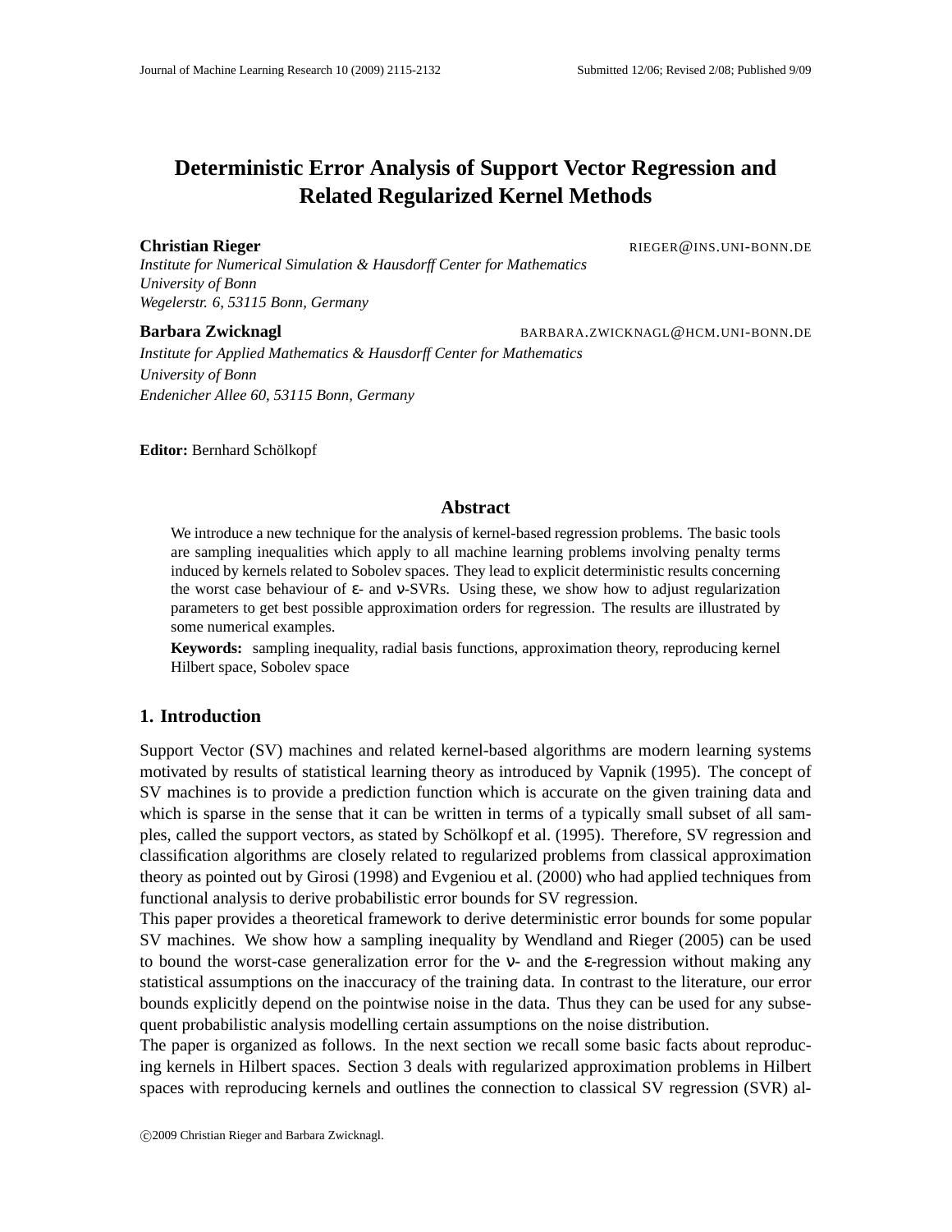# Deterministic Error Analysis of Support Vector Regression and Related Regularized Kernel Methods

**Christian Rieger** RIEGER@INS.UNI-BONN.DE

*Institute for Numerical Simulation & Hausdorff Center for Mathematics*
*University of Bonn*
*Wegelerstr. 6, 53115 Bonn, Germany*

**Barbara Zwicknagl** BARBARA.ZWICKNAGL@HCM.UNI-BONN.DE

*Institute for Applied Mathematics & Hausdorff Center for Mathematics*
*University of Bonn*
*Endenicher Allee 60, 53115 Bonn, Germany*

**Editor:** Bernhard Schölkopf

## Abstract

We introduce a new technique for the analysis of kernel-based regression problems. The basic tools are sampling inequalities which apply to all machine learning problems involving penalty terms induced by kernels related to Sobolev spaces. They lead to explicit deterministic results concerning the worst case behaviour of $\varepsilon$- and $\nu$-SVRs. Using these, we show how to adjust regularization parameters to get best possible approximation orders for regression. The results are illustrated by some numerical examples.

**Keywords:** sampling inequality, radial basis functions, approximation theory, reproducing kernel Hilbert space, Sobolev space

## 1. Introduction

Support Vector (SV) machines and related kernel-based algorithms are modern learning systems motivated by results of statistical learning theory as introduced by Vapnik (1995). The concept of SV machines is to provide a prediction function which is accurate on the given training data and which is sparse in the sense that it can be written in terms of a typically small subset of all samples, called the support vectors, as stated by Schölkopf et al. (1995). Therefore, SV regression and classification algorithms are closely related to regularized problems from classical approximation theory as pointed out by Girosi (1998) and Evgeniou et al. (2000) who had applied techniques from functional analysis to derive probabilistic error bounds for SV regression.

This paper provides a theoretical framework to derive deterministic error bounds for some popular SV machines. We show how a sampling inequality by Wendland and Rieger (2005) can be used to bound the worst-case generalization error for the $\nu$- and the $\varepsilon$-regression without making any statistical assumptions on the inaccuracy of the training data. In contrast to the literature, our error bounds explicitly depend on the pointwise noise in the data. Thus they can be used for any subsequent probabilistic analysis modelling certain assumptions on the noise distribution.

The paper is organized as follows. In the next section we recall some basic facts about reproducing kernels in Hilbert spaces. Section 3 deals with regularized approximation problems in Hilbert spaces with reproducing kernels and outlines the connection to classical SV regression (SVR) al-

©2009 Christian Rieger and Barbara Zwicknagl.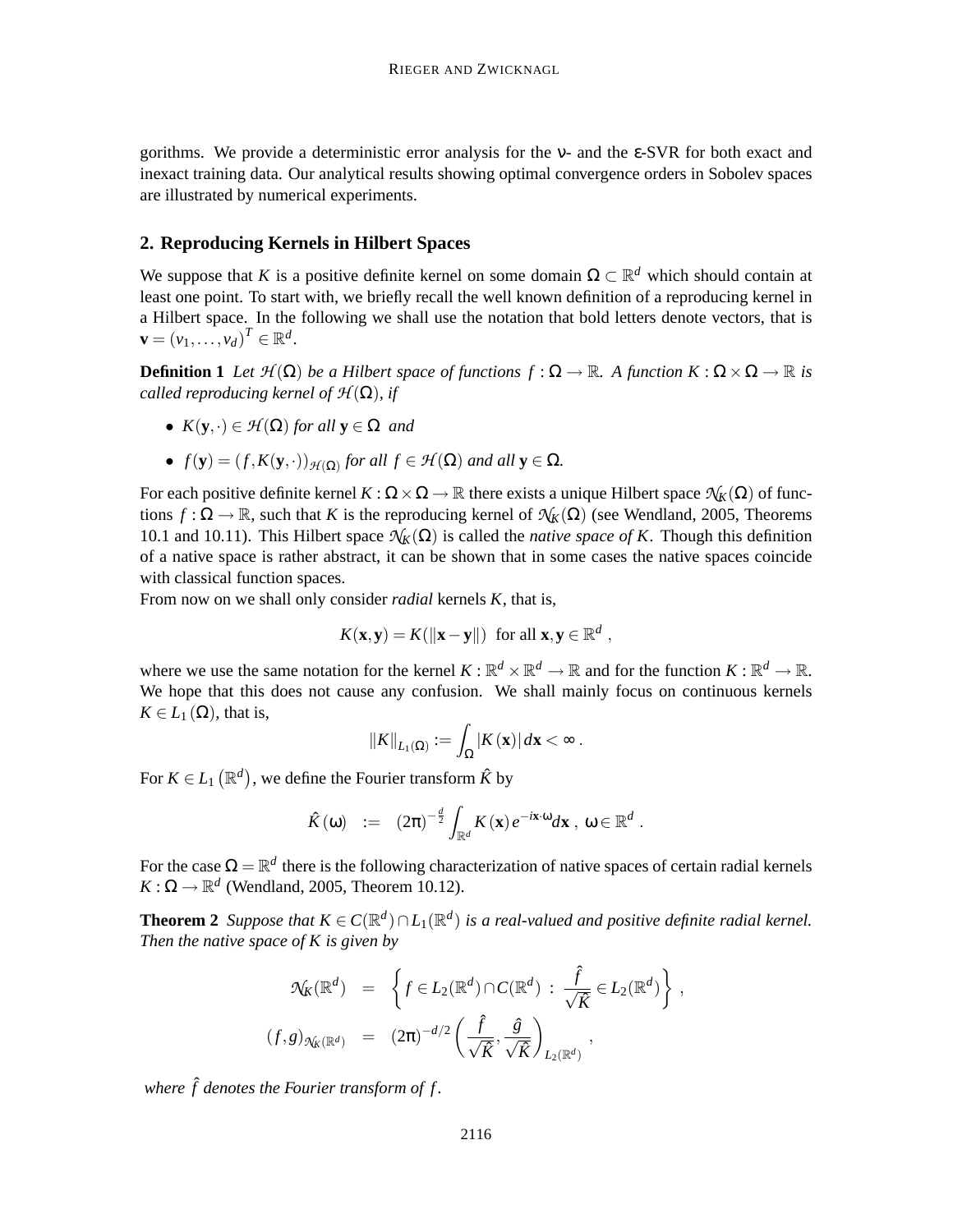gorithms. We provide a deterministic error analysis for the $\nu$- and the $\varepsilon$-SVR for both exact and inexact training data. Our analytical results showing optimal convergence orders in Sobolev spaces are illustrated by numerical experiments.

## 2. Reproducing Kernels in Hilbert Spaces

We suppose that $K$ is a positive definite kernel on some domain $\Omega \subset \mathbb{R}^d$ which should contain at least one point. To start with, we briefly recall the well known definition of a reproducing kernel in a Hilbert space. In the following we shall use the notation that bold letters denote vectors, that is $\mathbf{v} = (v_1, \ldots, v_d)^T \in \mathbb{R}^d$.

**Definition 1** *Let $\mathcal{H}(\Omega)$ be a Hilbert space of functions $f : \Omega \to \mathbb{R}$. A function $K : \Omega \times \Omega \to \mathbb{R}$ is called reproducing kernel of $\mathcal{H}(\Omega)$, if*

- *$K(\mathbf{y}, \cdot) \in \mathcal{H}(\Omega)$ for all $\mathbf{y} \in \Omega$ and*
- *$f(\mathbf{y}) = (f, K(\mathbf{y}, \cdot))_{\mathcal{H}(\Omega)}$ for all $f \in \mathcal{H}(\Omega)$ and all $\mathbf{y} \in \Omega$.*

For each positive definite kernel $K : \Omega \times \Omega \to \mathbb{R}$ there exists a unique Hilbert space $\mathcal{N}_K(\Omega)$ of functions $f : \Omega \to \mathbb{R}$, such that $K$ is the reproducing kernel of $\mathcal{N}_K(\Omega)$ (see Wendland, 2005, Theorems 10.1 and 10.11). This Hilbert space $\mathcal{N}_K(\Omega)$ is called the *native space of K*. Though this definition of a native space is rather abstract, it can be shown that in some cases the native spaces coincide with classical function spaces.

From now on we shall only consider *radial* kernels $K$, that is,

$$K(\mathbf{x}, \mathbf{y}) = K(\|\mathbf{x} - \mathbf{y}\|) \text{ for all } \mathbf{x}, \mathbf{y} \in \mathbb{R}^d ,$$

where we use the same notation for the kernel $K : \mathbb{R}^d \times \mathbb{R}^d \to \mathbb{R}$ and for the function $K : \mathbb{R}^d \to \mathbb{R}$. We hope that this does not cause any confusion. We shall mainly focus on continuous kernels $K \in L_1(\Omega)$, that is,

$$\|K\|_{L_1(\Omega)} := \int_{\Omega} |K(\mathbf{x})| \, d\mathbf{x} < \infty .$$

For $K \in L_1(\mathbb{R}^d)$, we define the Fourier transform $\hat{K}$ by

$$\hat{K}(\omega) \;\; := \;\; (2\pi)^{-\frac{d}{2}} \int_{\mathbb{R}^d} K(\mathbf{x}) \, e^{-i\mathbf{x}\cdot\omega} d\mathbf{x} \, , \; \omega \in \mathbb{R}^d \, .$$

For the case $\Omega = \mathbb{R}^d$ there is the following characterization of native spaces of certain radial kernels $K : \Omega \to \mathbb{R}^d$ (Wendland, 2005, Theorem 10.12).

**Theorem 2** *Suppose that $K \in C(\mathbb{R}^d) \cap L_1(\mathbb{R}^d)$ is a real-valued and positive definite radial kernel. Then the native space of $K$ is given by*

$$\begin{aligned}
\mathcal{N}_K(\mathbb{R}^d) &= \left\{ f \in L_2(\mathbb{R}^d) \cap C(\mathbb{R}^d) \; : \; \frac{\hat{f}}{\sqrt{\hat{K}}} \in L_2(\mathbb{R}^d) \right\} , \\
(f, g)_{\mathcal{N}_K(\mathbb{R}^d)} &= (2\pi)^{-d/2} \left( \frac{\hat{f}}{\sqrt{\hat{K}}}, \frac{\hat{g}}{\sqrt{\hat{K}}} \right)_{L_2(\mathbb{R}^d)} ,
\end{aligned}$$

*where $\hat{f}$ denotes the Fourier transform of $f$.*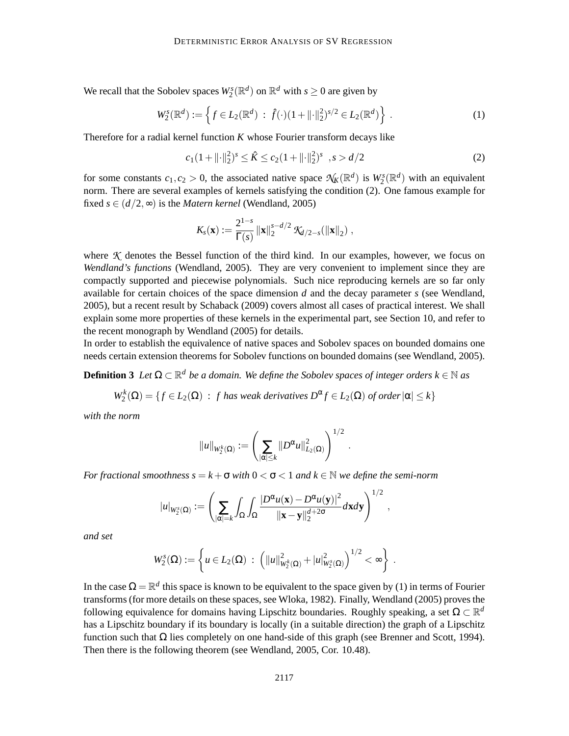We recall that the Sobolev spaces $W_2^s(\mathbb{R}^d)$ on $\mathbb{R}^d$ with $s \geq 0$ are given by

$$W_2^s(\mathbb{R}^d) := \left\{ f \in L_2(\mathbb{R}^d) \ : \ \hat{f}(\cdot)(1+\|\cdot\|_2^2)^{s/2} \in L_2(\mathbb{R}^d) \right\} . \tag{1}$$

Therefore for a radial kernel function $K$ whose Fourier transform decays like

$$c_1(1+\|\cdot\|_2^2)^s \leq \hat{K} \leq c_2(1+\|\cdot\|_2^2)^s \ \ , s > d/2 \tag{2}$$

for some constants $c_1, c_2 > 0$, the associated native space $\mathcal{N}_K(\mathbb{R}^d)$ is $W_2^s(\mathbb{R}^d)$ with an equivalent norm. There are several examples of kernels satisfying the condition (2). One famous example for fixed $s \in (d/2, \infty)$ is the *Matern kernel* (Wendland, 2005)

$$K_s(\mathbf{x}) := \frac{2^{1-s}}{\Gamma(s)} \|\mathbf{x}\|_2^{s-d/2} \mathcal{K}_{d/2-s}(\|\mathbf{x}\|_2) \ ,$$

where $\mathcal{K}$ denotes the Bessel function of the third kind. In our examples, however, we focus on *Wendland's functions* (Wendland, 2005). They are very convenient to implement since they are compactly supported and piecewise polynomials. Such nice reproducing kernels are so far only available for certain choices of the space dimension $d$ and the decay parameter $s$ (see Wendland, 2005), but a recent result by Schaback (2009) covers almost all cases of practical interest. We shall explain some more properties of these kernels in the experimental part, see Section 10, and refer to the recent monograph by Wendland (2005) for details.

In order to establish the equivalence of native spaces and Sobolev spaces on bounded domains one needs certain extension theorems for Sobolev functions on bounded domains (see Wendland, 2005).

**Definition 3** *Let $\Omega \subset \mathbb{R}^d$ be a domain. We define the Sobolev spaces of integer orders $k \in \mathbb{N}$ as*

$$W_2^k(\Omega) = \{ f \in L_2(\Omega) \ : \ f \text{ has weak derivatives } D^\alpha f \in L_2(\Omega) \text{ of order } |\alpha| \leq k \}$$

*with the norm*

$$\|u\|_{W_2^k(\Omega)} := \left( \sum_{|\alpha| \leq k} \|D^\alpha u\|_{L_2(\Omega)}^2 \right)^{1/2} .$$

*For fractional smoothness $s = k + \sigma$ with $0 < \sigma < 1$ and $k \in \mathbb{N}$ we define the semi-norm*

$$|u|_{W_2^s(\Omega)} := \left( \sum_{|\alpha|=k} \int_\Omega \int_\Omega \frac{|D^\alpha u(\mathbf{x}) - D^\alpha u(\mathbf{y})|^2}{\|\mathbf{x}-\mathbf{y}\|_2^{d+2\sigma}} d\mathbf{x} d\mathbf{y} \right)^{1/2} ,$$

*and set*

$$W_2^s(\Omega) := \left\{ u \in L_2(\Omega) \ : \ \left( \|u\|_{W_2^k(\Omega)}^2 + |u|_{W_2^s(\Omega)}^2 \right)^{1/2} < \infty \right\} .$$

In the case $\Omega = \mathbb{R}^d$ this space is known to be equivalent to the space given by (1) in terms of Fourier transforms (for more details on these spaces, see Wloka, 1982). Finally, Wendland (2005) proves the following equivalence for domains having Lipschitz boundaries. Roughly speaking, a set $\Omega \subset \mathbb{R}^d$ has a Lipschitz boundary if its boundary is locally (in a suitable direction) the graph of a Lipschitz function such that $\Omega$ lies completely on one hand-side of this graph (see Brenner and Scott, 1994). Then there is the following theorem (see Wendland, 2005, Cor. 10.48).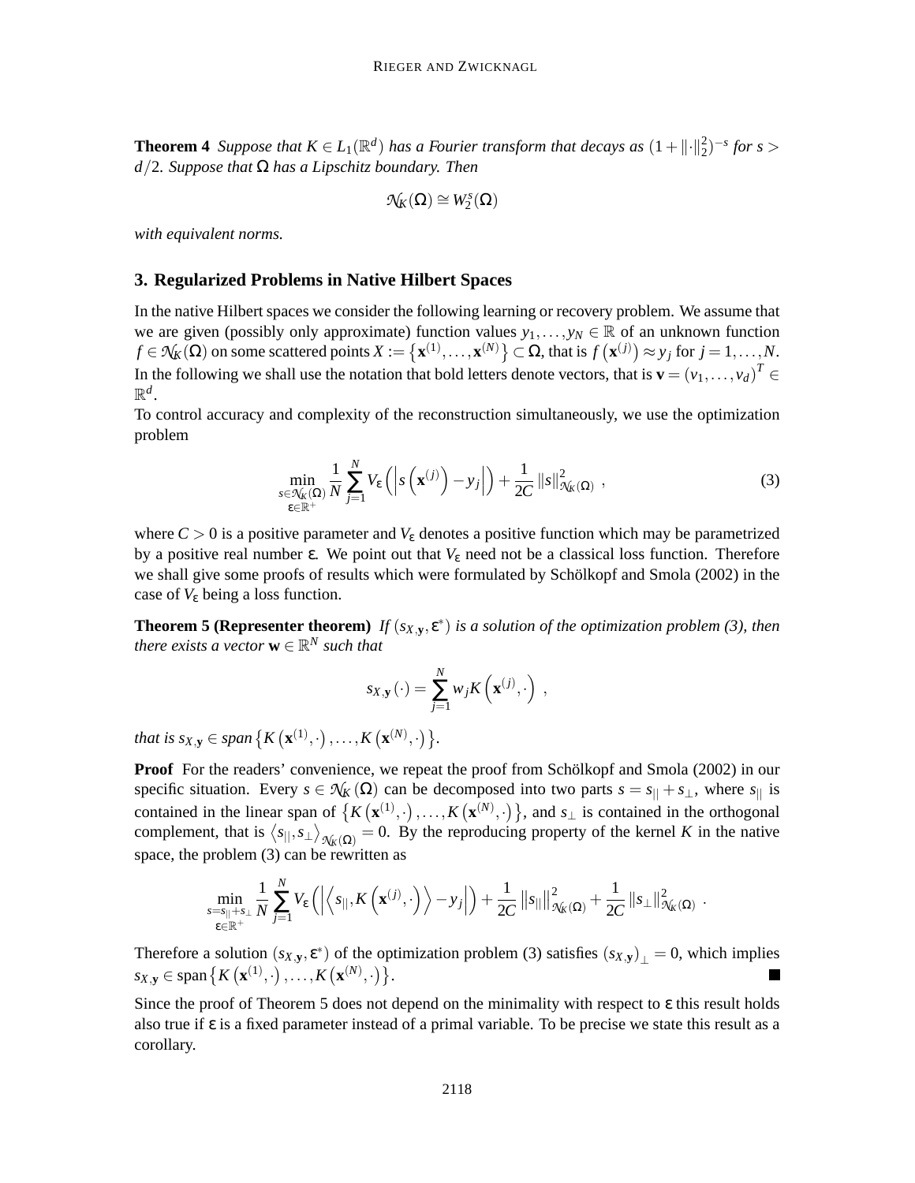**Theorem 4** *Suppose that $K \in L_1(\mathbb{R}^d)$ has a Fourier transform that decays as $(1+\|\cdot\|_2^2)^{-s}$ for $s > d/2$. Suppose that $\Omega$ has a Lipschitz boundary. Then*

$$\mathcal{N}_K(\Omega) \cong W_2^s(\Omega)$$

*with equivalent norms.*

## 3. Regularized Problems in Native Hilbert Spaces

In the native Hilbert spaces we consider the following learning or recovery problem. We assume that we are given (possibly only approximate) function values $y_1, \ldots, y_N \in \mathbb{R}$ of an unknown function $f \in \mathcal{N}_K(\Omega)$ on some scattered points $X := \left\{\mathbf{x}^{(1)}, \ldots, \mathbf{x}^{(N)}\right\} \subset \Omega$, that is $f\left(\mathbf{x}^{(j)}\right) \approx y_j$ for $j = 1, \ldots, N$. In the following we shall use the notation that bold letters denote vectors, that is $\mathbf{v} = (v_1, \ldots, v_d)^T \in \mathbb{R}^d$.

To control accuracy and complexity of the reconstruction simultaneously, we use the optimization problem

$$\min_{\substack{s \in \mathcal{N}_K(\Omega) \\ \varepsilon \in \mathbb{R}^+}} \frac{1}{N} \sum_{j=1}^{N} V_\varepsilon\left(\left|s\left(\mathbf{x}^{(j)}\right) - y_j\right|\right) + \frac{1}{2C} \|s\|_{\mathcal{N}_K(\Omega)}^2 \ , \tag{3}$$

where $C > 0$ is a positive parameter and $V_\varepsilon$ denotes a positive function which may be parametrized by a positive real number $\varepsilon$. We point out that $V_\varepsilon$ need not be a classical loss function. Therefore we shall give some proofs of results which were formulated by Schölkopf and Smola (2002) in the case of $V_\varepsilon$ being a loss function.

**Theorem 5 (Representer theorem)** *If $(s_{X,\mathbf{y}}, \varepsilon^*)$ is a solution of the optimization problem (3), then there exists a vector $\mathbf{w} \in \mathbb{R}^N$ such that*

$$s_{X,\mathbf{y}}(\cdot) = \sum_{j=1}^{N} w_j K\left(\mathbf{x}^{(j)}, \cdot\right) \ ,$$

*that is $s_{X,\mathbf{y}} \in span\left\{K\left(\mathbf{x}^{(1)}, \cdot\right), \ldots, K\left(\mathbf{x}^{(N)}, \cdot\right)\right\}$.*

**Proof** For the readers' convenience, we repeat the proof from Schölkopf and Smola (2002) in our specific situation. Every $s \in \mathcal{N}_K(\Omega)$ can be decomposed into two parts $s = s_{||} + s_\perp$, where $s_{||}$ is contained in the linear span of $\left\{K\left(\mathbf{x}^{(1)}, \cdot\right), \ldots, K\left(\mathbf{x}^{(N)}, \cdot\right)\right\}$, and $s_\perp$ is contained in the orthogonal complement, that is $\left\langle s_{||}, s_\perp \right\rangle_{\mathcal{N}_K(\Omega)} = 0$. By the reproducing property of the kernel $K$ in the native space, the problem (3) can be rewritten as

$$\min_{\substack{s = s_{||} + s_\perp \\ \varepsilon \in \mathbb{R}^+}} \frac{1}{N} \sum_{j=1}^{N} V_\varepsilon\left(\left|\left\langle s_{||}, K\left(\mathbf{x}^{(j)}, \cdot\right)\right\rangle - y_j\right|\right) + \frac{1}{2C} \left\|s_{||}\right\|_{\mathcal{N}_K(\Omega)}^2 + \frac{1}{2C} \|s_\perp\|_{\mathcal{N}_K(\Omega)}^2 \ .$$

Therefore a solution $(s_{X,\mathbf{y}}, \varepsilon^*)$ of the optimization problem (3) satisfies $\left(s_{X,\mathbf{y}}\right)_\perp = 0$, which implies $s_{X,\mathbf{y}} \in \text{span}\left\{K\left(\mathbf{x}^{(1)}, \cdot\right), \ldots, K\left(\mathbf{x}^{(N)}, \cdot\right)\right\}$. ■

Since the proof of Theorem 5 does not depend on the minimality with respect to $\varepsilon$ this result holds also true if $\varepsilon$ is a fixed parameter instead of a primal variable. To be precise we state this result as a corollary.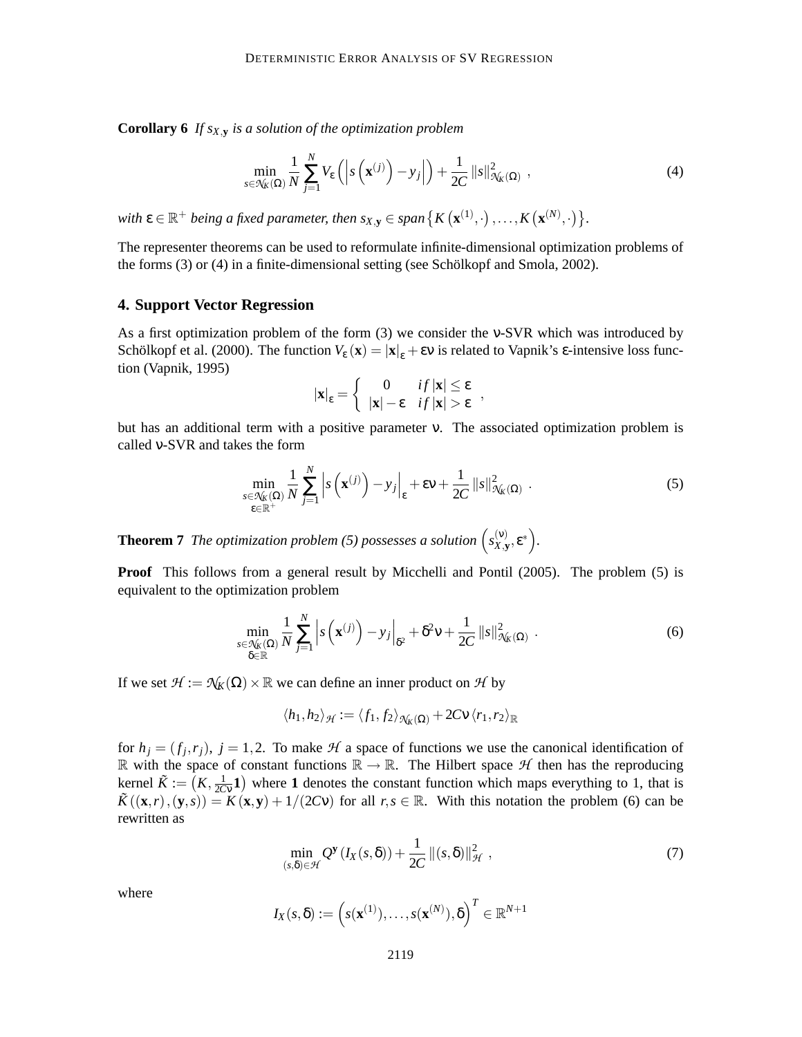**Corollary 6** *If $s_{X,\mathbf{y}}$ is a solution of the optimization problem*

$$\min_{s \in \mathcal{N}_K(\Omega)} \frac{1}{N} \sum_{j=1}^{N} V_\varepsilon\left(\left|s\left(\mathbf{x}^{(j)}\right) - y_j\right|\right) + \frac{1}{2C} \|s\|^2_{\mathcal{N}_K(\Omega)} \ , \tag{4}$$

*with $\varepsilon \in \mathbb{R}^+$ being a fixed parameter, then $s_{X,\mathbf{y}} \in span\left\{K\left(\mathbf{x}^{(1)}, \cdot\right), \ldots, K\left(\mathbf{x}^{(N)}, \cdot\right)\right\}$.*

The representer theorems can be used to reformulate infinite-dimensional optimization problems of the forms (3) or (4) in a finite-dimensional setting (see Schölkopf and Smola, 2002).

## 4. Support Vector Regression

As a first optimization problem of the form (3) we consider the ν-SVR which was introduced by Schölkopf et al. (2000). The function $V_\varepsilon(\mathbf{x}) = |\mathbf{x}|_\varepsilon + \varepsilon\nu$ is related to Vapnik's ε-intensive loss function (Vapnik, 1995)

$$|\mathbf{x}|_\varepsilon = \begin{cases} 0 & if\, |\mathbf{x}| \le \varepsilon \\ |\mathbf{x}| - \varepsilon & if\, |\mathbf{x}| > \varepsilon \end{cases} ,$$

but has an additional term with a positive parameter ν. The associated optimization problem is called ν-SVR and takes the form

$$\min_{\substack{s \in \mathcal{N}_K(\Omega) \\ \varepsilon \in \mathbb{R}^+}} \frac{1}{N} \sum_{j=1}^{N} \left|s\left(\mathbf{x}^{(j)}\right) - y_j\right|_\varepsilon + \varepsilon\nu + \frac{1}{2C} \|s\|^2_{\mathcal{N}_K(\Omega)} \ . \tag{5}$$

**Theorem 7** *The optimization problem (5) possesses a solution $\left(s^{(\nu)}_{X,\mathbf{y}}, \varepsilon^*\right)$.*

**Proof** This follows from a general result by Micchelli and Pontil (2005). The problem (5) is equivalent to the optimization problem

$$\min_{\substack{s \in \mathcal{N}_K(\Omega) \\ \delta \in \mathbb{R}}} \frac{1}{N} \sum_{j=1}^{N} \left|s\left(\mathbf{x}^{(j)}\right) - y_j\right|_{\delta^2} + \delta^2\nu + \frac{1}{2C} \|s\|^2_{\mathcal{N}_K(\Omega)} \ . \tag{6}$$

If we set $\mathcal{H} := \mathcal{N}_K(\Omega) \times \mathbb{R}$ we can define an inner product on $\mathcal{H}$ by

$$\langle h_1, h_2 \rangle_{\mathcal{H}} := \langle f_1, f_2 \rangle_{\mathcal{N}_K(\Omega)} + 2C\nu \langle r_1, r_2 \rangle_{\mathbb{R}}$$

for $h_j = (f_j, r_j),\ j = 1, 2$. To make $\mathcal{H}$ a space of functions we use the canonical identification of $\mathbb{R}$ with the space of constant functions $\mathbb{R} \to \mathbb{R}$. The Hilbert space $\mathcal{H}$ then has the reproducing kernel $\tilde{K} := \left(K, \frac{1}{2C\nu}\mathbf{1}\right)$ where $\mathbf{1}$ denotes the constant function which maps everything to 1, that is $\tilde{K}((\mathbf{x}, r), (\mathbf{y}, s)) = K(\mathbf{x}, \mathbf{y}) + 1/(2C\nu)$ for all $r, s \in \mathbb{R}$. With this notation the problem (6) can be rewritten as

$$\min_{(s,\delta) \in \mathcal{H}} Q^{\mathbf{y}}(I_X(s, \delta)) + \frac{1}{2C} \|(s, \delta)\|^2_{\mathcal{H}} \ , \tag{7}$$

where

$$I_X(s, \delta) := \left(s(\mathbf{x}^{(1)}), \ldots, s(\mathbf{x}^{(N)}), \delta\right)^T \in \mathbb{R}^{N+1}$$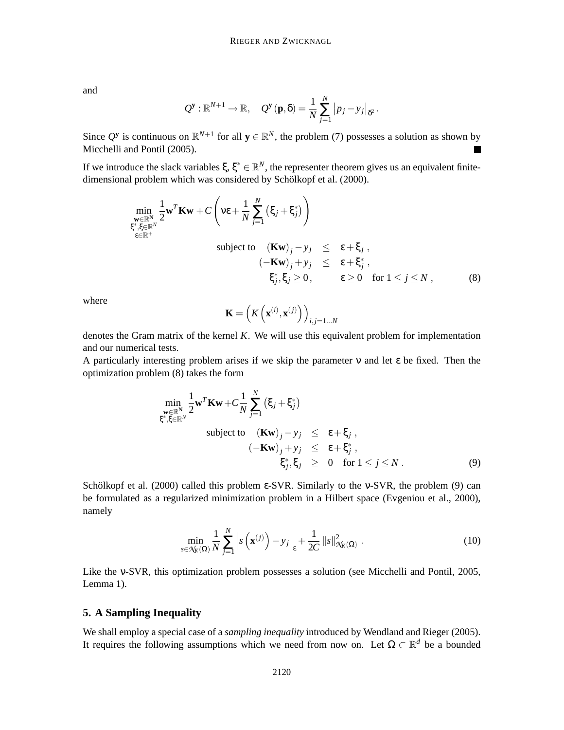and

$$
Q^{\mathbf{y}} : \mathbb{R}^{N+1} \to \mathbb{R}, \quad Q^{\mathbf{y}}(\mathbf{p}, \delta) = \frac{1}{N} \sum_{j=1}^{N} \left| p_j - y_j \right|_{\delta^2} .
$$

Since $Q^{\mathbf{y}}$ is continuous on $\mathbb{R}^{N+1}$ for all $\mathbf{y} \in \mathbb{R}^N$, the problem (7) possesses a solution as shown by Micchelli and Pontil (2005). ■

If we introduce the slack variables $\xi, \xi^* \in \mathbb{R}^N$, the representer theorem gives us an equivalent finite-dimensional problem which was considered by Schölkopf et al. (2000).

$$
\begin{aligned}
\min_{\substack{\mathbf{w} \in \mathbb{R}^{\mathbf{N}} \\ \xi^*, \xi \in \mathbb{R}^N \\ \varepsilon \in \mathbb{R}^+}} \; & \frac{1}{2} \mathbf{w}^T \mathbf{K} \mathbf{w} + C \left( \nu \varepsilon + \frac{1}{N} \sum_{j=1}^{N} \left( \xi_j + \xi_j^* \right) \right) \\
\text{subject to} \quad & (\mathbf{K}\mathbf{w})_j - y_j \leq \varepsilon + \xi_j , \\
& (-\mathbf{K}\mathbf{w})_j + y_j \leq \varepsilon + \xi_j^* , \\
& \xi_j^*, \xi_j \geq 0 , \qquad \varepsilon \geq 0 \quad \text{for } 1 \leq j \leq N ,
\end{aligned} \tag{8}
$$

where

$$
\mathbf{K} = \left( K\left( \mathbf{x}^{(i)}, \mathbf{x}^{(j)} \right) \right)_{i,j=1\ldots N}
$$

denotes the Gram matrix of the kernel $K$. We will use this equivalent problem for implementation and our numerical tests.

A particularly interesting problem arises if we skip the parameter $\nu$ and let $\varepsilon$ be fixed. Then the optimization problem (8) takes the form

$$
\begin{aligned}
\min_{\substack{\mathbf{w} \in \mathbb{R}^{\mathbf{N}} \\ \xi^*, \xi \in \mathbb{R}^N}} \; & \frac{1}{2} \mathbf{w}^T \mathbf{K} \mathbf{w} + C \frac{1}{N} \sum_{j=1}^{N} \left( \xi_j + \xi_j^* \right) \\
\text{subject to} \quad & (\mathbf{K}\mathbf{w})_j - y_j \leq \varepsilon + \xi_j , \\
& (-\mathbf{K}\mathbf{w})_j + y_j \leq \varepsilon + \xi_j^* , \\
& \xi_j^*, \xi_j \geq 0 \quad \text{for } 1 \leq j \leq N .
\end{aligned} \tag{9}
$$

Schölkopf et al. (2000) called this problem $\varepsilon$-SVR. Similarly to the $\nu$-SVR, the problem (9) can be formulated as a regularized minimization problem in a Hilbert space (Evgeniou et al., 2000), namely

$$
\min_{s \in \mathcal{N}_K(\Omega)} \frac{1}{N} \sum_{j=1}^{N} \left| s\left( \mathbf{x}^{(j)} \right) - y_j \right|_{\varepsilon} + \frac{1}{2C} \| s \|^2_{\mathcal{N}_K(\Omega)} . \tag{10}
$$

Like the $\nu$-SVR, this optimization problem possesses a solution (see Micchelli and Pontil, 2005, Lemma 1).

## 5. A Sampling Inequality

We shall employ a special case of a *sampling inequality* introduced by Wendland and Rieger (2005). It requires the following assumptions which we need from now on. Let $\Omega \subset \mathbb{R}^d$ be a bounded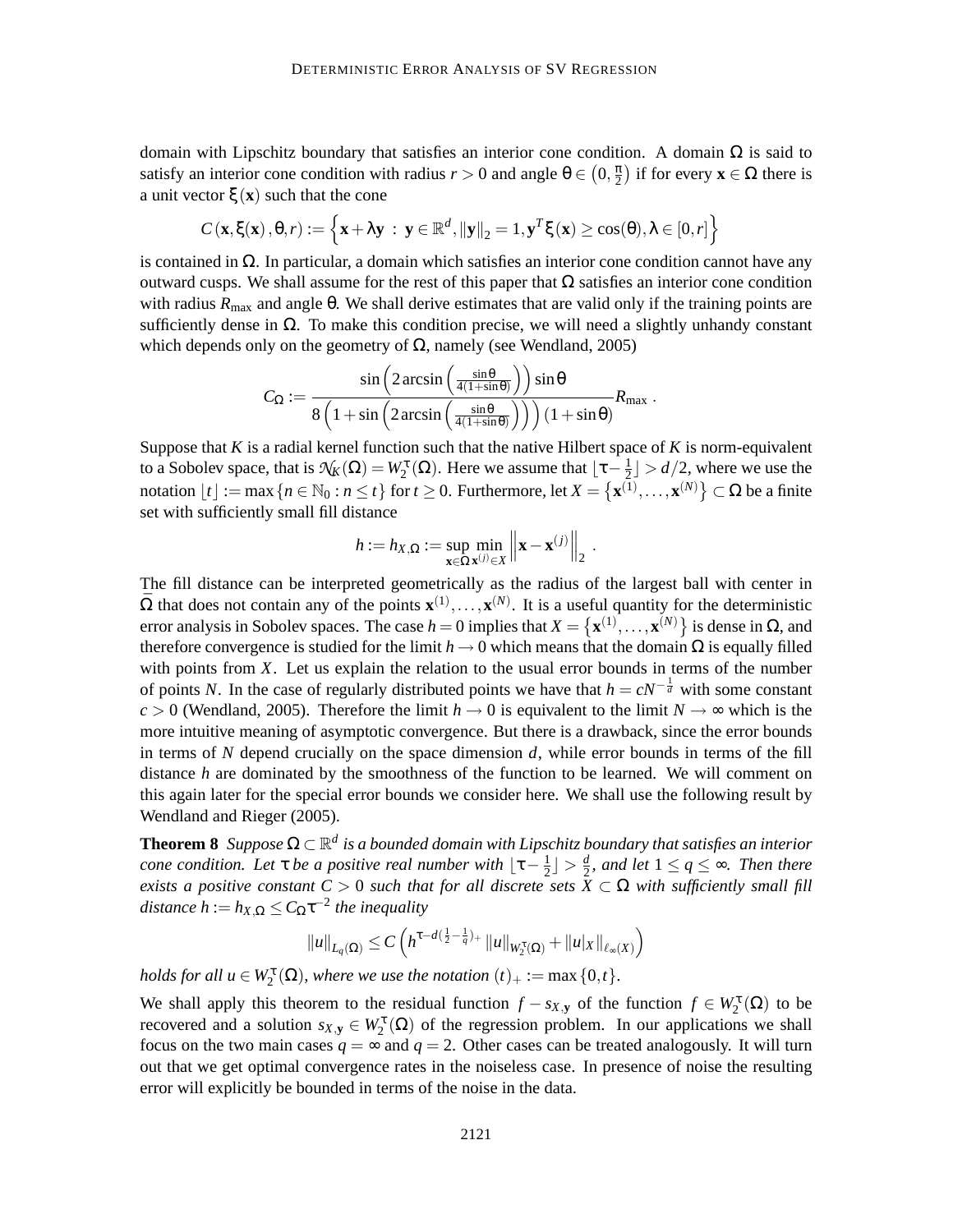domain with Lipschitz boundary that satisfies an interior cone condition. A domain $\Omega$ is said to satisfy an interior cone condition with radius $r > 0$ and angle $\theta \in \left(0, \frac{\pi}{2}\right)$ if for every $\mathbf{x} \in \Omega$ there is a unit vector $\xi(\mathbf{x})$ such that the cone

$$C(\mathbf{x}, \xi(\mathbf{x}), \theta, r) := \left\{ \mathbf{x} + \lambda \mathbf{y} \,:\, \mathbf{y} \in \mathbb{R}^d, \|\mathbf{y}\|_2 = 1, \mathbf{y}^T \xi(\mathbf{x}) \geq \cos(\theta), \lambda \in [0, r] \right\}$$

is contained in $\Omega$. In particular, a domain which satisfies an interior cone condition cannot have any outward cusps. We shall assume for the rest of this paper that $\Omega$ satisfies an interior cone condition with radius $R_{\max}$ and angle $\theta$. We shall derive estimates that are valid only if the training points are sufficiently dense in $\Omega$. To make this condition precise, we will need a slightly unhandy constant which depends only on the geometry of $\Omega$, namely (see Wendland, 2005)

$$C_\Omega := \frac{\sin\left(2 \arcsin\left(\frac{\sin\theta}{4(1+\sin\theta)}\right)\right) \sin\theta}{8\left(1 + \sin\left(2\arcsin\left(\frac{\sin\theta}{4(1+\sin\theta)}\right)\right)\right)(1 + \sin\theta)} R_{\max}\,.$$

Suppose that $K$ is a radial kernel function such that the native Hilbert space of $K$ is norm-equivalent to a Sobolev space, that is $\mathcal{N}_K(\Omega) = W_2^\tau(\Omega)$. Here we assume that $\lfloor \tau - \frac{1}{2} \rfloor > d/2$, where we use the notation $\lfloor t \rfloor := \max\{n \in \mathbb{N}_0 : n \leq t\}$ for $t \geq 0$. Furthermore, let $X = \left\{\mathbf{x}^{(1)}, \ldots, \mathbf{x}^{(N)}\right\} \subset \Omega$ be a finite set with sufficiently small fill distance

$$h := h_{X,\Omega} := \sup_{\mathbf{x} \in \Omega} \min_{\mathbf{x}^{(j)} \in X} \left\| \mathbf{x} - \mathbf{x}^{(j)} \right\|_2 \,.$$

The fill distance can be interpreted geometrically as the radius of the largest ball with center in $\bar{\Omega}$ that does not contain any of the points $\mathbf{x}^{(1)}, \ldots, \mathbf{x}^{(N)}$. It is a useful quantity for the deterministic error analysis in Sobolev spaces. The case $h = 0$ implies that $X = \left\{\mathbf{x}^{(1)}, \ldots, \mathbf{x}^{(N)}\right\}$ is dense in $\Omega$, and therefore convergence is studied for the limit $h \to 0$ which means that the domain $\Omega$ is equally filled with points from $X$. Let us explain the relation to the usual error bounds in terms of the number of points $N$. In the case of regularly distributed points we have that $h = cN^{-\frac{1}{d}}$ with some constant $c > 0$ (Wendland, 2005). Therefore the limit $h \to 0$ is equivalent to the limit $N \to \infty$ which is the more intuitive meaning of asymptotic convergence. But there is a drawback, since the error bounds in terms of $N$ depend crucially on the space dimension $d$, while error bounds in terms of the fill distance $h$ are dominated by the smoothness of the function to be learned. We will comment on this again later for the special error bounds we consider here. We shall use the following result by Wendland and Rieger (2005).

**Theorem 8** *Suppose $\Omega \subset \mathbb{R}^d$ is a bounded domain with Lipschitz boundary that satisfies an interior cone condition. Let $\tau$ be a positive real number with $\lfloor \tau - \frac{1}{2} \rfloor > \frac{d}{2}$, and let $1 \leq q \leq \infty$. Then there exists a positive constant $C > 0$ such that for all discrete sets $X \subset \Omega$ with sufficiently small fill distance $h := h_{X,\Omega} \leq C_\Omega \tau^{-2}$ the inequality*

$$\|u\|_{L_q(\Omega)} \leq C\left( h^{\tau - d\left(\frac{1}{2} - \frac{1}{q}\right)_+} \|u\|_{W_2^\tau(\Omega)} + \|u|_X\|_{\ell_\infty(X)} \right)$$

*holds for all $u \in W_2^\tau(\Omega)$, where we use the notation $(t)_+ := \max\{0, t\}$.*

We shall apply this theorem to the residual function $f - s_{X,\mathbf{y}}$ of the function $f \in W_2^\tau(\Omega)$ to be recovered and a solution $s_{X,\mathbf{y}} \in W_2^\tau(\Omega)$ of the regression problem. In our applications we shall focus on the two main cases $q = \infty$ and $q = 2$. Other cases can be treated analogously. It will turn out that we get optimal convergence rates in the noiseless case. In presence of noise the resulting error will explicitly be bounded in terms of the noise in the data.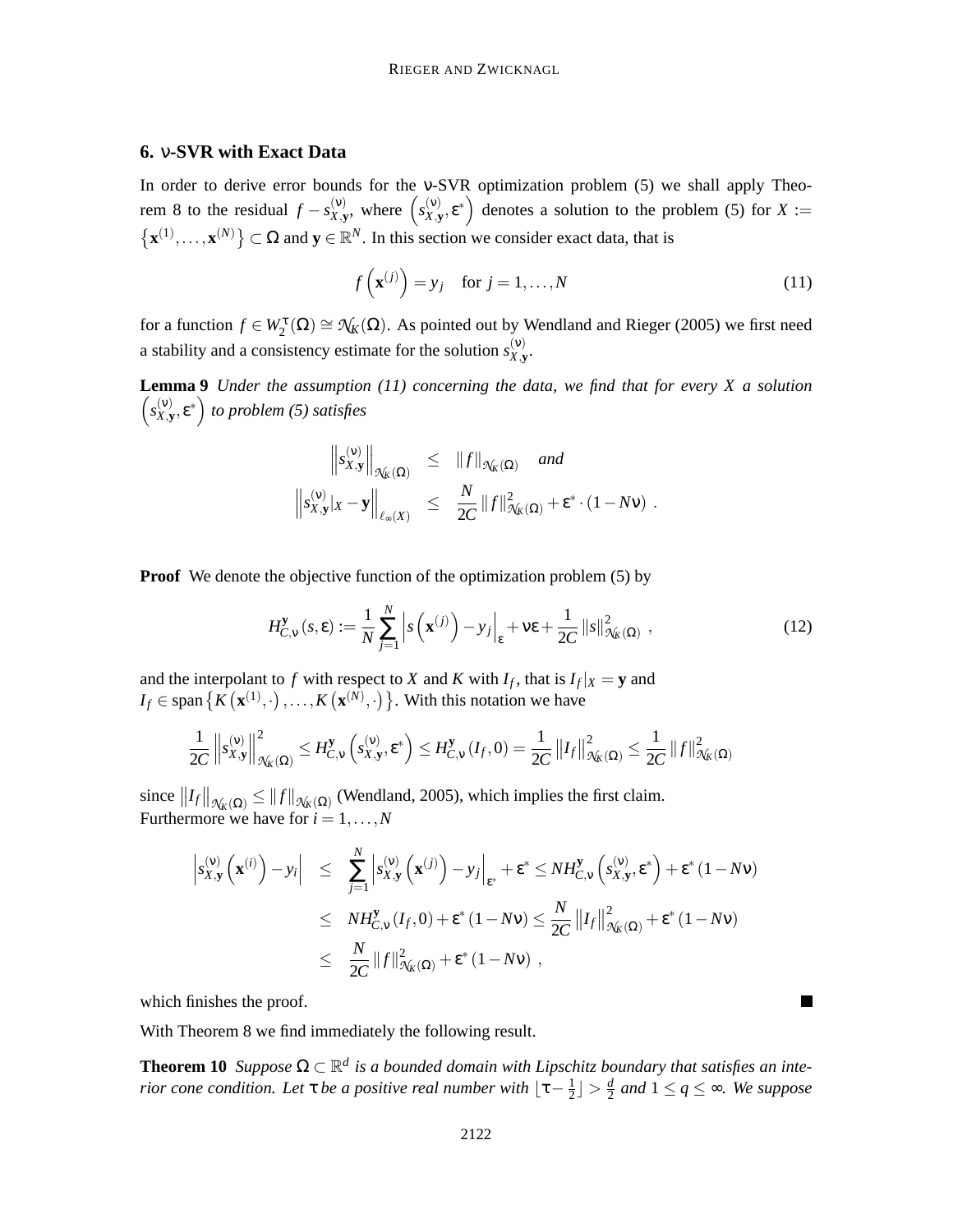## 6. $\nu$-SVR with Exact Data

In order to derive error bounds for the $\nu$-SVR optimization problem (5) we shall apply Theorem 8 to the residual $f - s_{X,\mathbf{y}}^{(\nu)}$, where $\left(s_{X,\mathbf{y}}^{(\nu)}, \varepsilon^*\right)$ denotes a solution to the problem (5) for $X := \left\{\mathbf{x}^{(1)}, \ldots, \mathbf{x}^{(N)}\right\} \subset \Omega$ and $\mathbf{y} \in \mathbb{R}^N$. In this section we consider exact data, that is

$$f\left(\mathbf{x}^{(j)}\right) = y_j \quad \text{for } j = 1, \ldots, N \tag{11}$$

for a function $f \in W_2^\tau(\Omega) \cong \mathcal{N}_K(\Omega)$. As pointed out by Wendland and Rieger (2005) we first need a stability and a consistency estimate for the solution $s_{X,\mathbf{y}}^{(\nu)}$.

**Lemma 9** *Under the assumption (11) concerning the data, we find that for every $X$ a solution $\left(s_{X,\mathbf{y}}^{(\nu)}, \varepsilon^*\right)$ to problem (5) satisfies*

$$\begin{aligned}
\left\|s_{X,\mathbf{y}}^{(\nu)}\right\|_{\mathcal{N}_K(\Omega)} &\leq \|f\|_{\mathcal{N}_K(\Omega)} \quad \text{and} \\
\left\|s_{X,\mathbf{y}}^{(\nu)}|_X - \mathbf{y}\right\|_{\ell_\infty(X)} &\leq \frac{N}{2C}\|f\|_{\mathcal{N}_K(\Omega)}^2 + \varepsilon^* \cdot (1 - N\nu) \ .
\end{aligned}$$

**Proof** We denote the objective function of the optimization problem (5) by

$$H_{C,\nu}^{\mathbf{y}}(s, \varepsilon) := \frac{1}{N}\sum_{j=1}^N \left|s\left(\mathbf{x}^{(j)}\right) - y_j\right|_\varepsilon + \nu\varepsilon + \frac{1}{2C}\|s\|_{\mathcal{N}_K(\Omega)}^2 \ , \tag{12}$$

and the interpolant to $f$ with respect to $X$ and $K$ with $I_f$, that is $I_f|_X = \mathbf{y}$ and $I_f \in \operatorname{span}\left\{K\left(\mathbf{x}^{(1)}, \cdot\right), \ldots, K\left(\mathbf{x}^{(N)}, \cdot\right)\right\}$. With this notation we have

$$\frac{1}{2C}\left\|s_{X,\mathbf{y}}^{(\nu)}\right\|_{\mathcal{N}_K(\Omega)}^2 \leq H_{C,\nu}^{\mathbf{y}}\left(s_{X,\mathbf{y}}^{(\nu)}, \varepsilon^*\right) \leq H_{C,\nu}^{\mathbf{y}}(I_f, 0) = \frac{1}{2C}\left\|I_f\right\|_{\mathcal{N}_K(\Omega)}^2 \leq \frac{1}{2C}\|f\|_{\mathcal{N}_K(\Omega)}^2$$

since $\left\|I_f\right\|_{\mathcal{N}_K(\Omega)} \leq \|f\|_{\mathcal{N}_K(\Omega)}$ (Wendland, 2005), which implies the first claim.
Furthermore we have for $i = 1, \ldots, N$

$$\begin{aligned}
\left|s_{X,\mathbf{y}}^{(\nu)}\left(\mathbf{x}^{(i)}\right) - y_i\right| &\leq \sum_{j=1}^N \left|s_{X,\mathbf{y}}^{(\nu)}\left(\mathbf{x}^{(j)}\right) - y_j\right|_{\varepsilon^*} + \varepsilon^* \leq N H_{C,\nu}^{\mathbf{y}}\left(s_{X,\mathbf{y}}^{(\nu)}, \varepsilon^*\right) + \varepsilon^*(1 - N\nu) \\
&\leq N H_{C,\nu}^{\mathbf{y}}(I_f, 0) + \varepsilon^*(1 - N\nu) \leq \frac{N}{2C}\left\|I_f\right\|_{\mathcal{N}_K(\Omega)}^2 + \varepsilon^*(1 - N\nu) \\
&\leq \frac{N}{2C}\|f\|_{\mathcal{N}_K(\Omega)}^2 + \varepsilon^*(1 - N\nu) \ ,
\end{aligned}$$

which finishes the proof. ■

With Theorem 8 we find immediately the following result.

**Theorem 10** *Suppose $\Omega \subset \mathbb{R}^d$ is a bounded domain with Lipschitz boundary that satisfies an interior cone condition. Let $\tau$ be a positive real number with $\lfloor \tau - \frac{1}{2} \rfloor > \frac{d}{2}$ and $1 \leq q \leq \infty$. We suppose*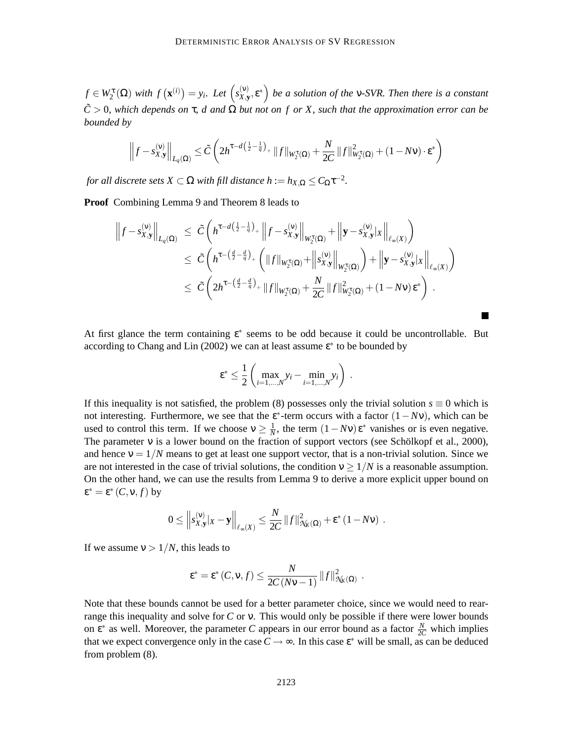*$f \in W_2^\tau(\Omega)$ with $f\left(\mathbf{x}^{(i)}\right) = y_i$. Let $\left(s_{X,\mathbf{y}}^{(\nu)}, \varepsilon^*\right)$ be a solution of the $\nu$-SVR. Then there is a constant $\tilde{C} > 0$, which depends on $\tau$, $d$ and $\Omega$ but not on $f$ or $X$, such that the approximation error can be bounded by*

$$\left\| f - s_{X,\mathbf{y}}^{(\nu)} \right\|_{L_q(\Omega)} \le \tilde{C} \left( 2h^{\tau - d\left(\frac{1}{2} - \frac{1}{q}\right)_+} \|f\|_{W_2^\tau(\Omega)} + \frac{N}{2C} \|f\|_{W_2^\tau(\Omega)}^2 + (1 - N\nu) \cdot \varepsilon^* \right)$$

*for all discrete sets $X \subset \Omega$ with fill distance $h := h_{X,\Omega} \le C_\Omega \tau^{-2}$.*

**Proof** Combining Lemma 9 and Theorem 8 leads to

$$\begin{aligned}
\left\| f - s_{X,\mathbf{y}}^{(\nu)} \right\|_{L_q(\Omega)} &\le \tilde{C} \left( h^{\tau - d\left(\frac{1}{2} - \frac{1}{q}\right)_+} \left\| f - s_{X,\mathbf{y}}^{(\nu)} \right\|_{W_2^\tau(\Omega)} + \left\| \mathbf{y} - s_{X,\mathbf{y}}^{(\nu)}|_X \right\|_{\ell_\infty(X)} \right) \\
&\le \tilde{C} \left( h^{\tau - \left(\frac{d}{2} - \frac{d}{q}\right)_+} \left( \|f\|_{W_2^\tau(\Omega)} + \left\| s_{X,\mathbf{y}}^{(\nu)} \right\|_{W_2^\tau(\Omega)} \right) + \left\| \mathbf{y} - s_{X,\mathbf{y}}^{(\nu)}|_X \right\|_{\ell_\infty(X)} \right) \\
&\le \tilde{C} \left( 2h^{\tau - \left(\frac{d}{2} - \frac{d}{q}\right)_+} \|f\|_{W_2^\tau(\Omega)} + \frac{N}{2C} \|f\|_{W_2^\tau(\Omega)}^2 + (1 - N\nu)\, \varepsilon^* \right) .
\end{aligned}$$

■

At first glance the term containing $\varepsilon^*$ seems to be odd because it could be uncontrollable. But according to Chang and Lin (2002) we can at least assume $\varepsilon^*$ to be bounded by

$$\varepsilon^* \le \frac{1}{2} \left( \max_{i=1,\ldots,N} y_i - \min_{i=1,\ldots,N} y_i \right) .$$

If this inequality is not satisfied, the problem (8) possesses only the trivial solution $s \equiv 0$ which is not interesting. Furthermore, we see that the $\varepsilon^*$-term occurs with a factor $(1 - N\nu)$, which can be used to control this term. If we choose $\nu \ge \frac{1}{N}$, the term $(1 - N\nu)\,\varepsilon^*$ vanishes or is even negative. The parameter $\nu$ is a lower bound on the fraction of support vectors (see Schölkopf et al., 2000), and hence $\nu = 1/N$ means to get at least one support vector, that is a non-trivial solution. Since we are not interested in the case of trivial solutions, the condition $\nu \ge 1/N$ is a reasonable assumption. On the other hand, we can use the results from Lemma 9 to derive a more explicit upper bound on $\varepsilon^* = \varepsilon^*(C, \nu, f)$ by

$$0 \le \left\| s_{X,\mathbf{y}}^{(\nu)}|_X - \mathbf{y} \right\|_{\ell_\infty(X)} \le \frac{N}{2C} \|f\|_{\mathcal{N}_K(\Omega)}^2 + \varepsilon^* (1 - N\nu) .$$

If we assume $\nu > 1/N$, this leads to

$$\varepsilon^* = \varepsilon^*(C, \nu, f) \le \frac{N}{2C(N\nu - 1)} \|f\|_{\mathcal{N}_K(\Omega)}^2 .$$

Note that these bounds cannot be used for a better parameter choice, since we would need to rearrange this inequality and solve for $C$ or $\nu$. This would only be possible if there were lower bounds on $\varepsilon^*$ as well. Moreover, the parameter $C$ appears in our error bound as a factor $\frac{N}{2C}$ which implies that we expect convergence only in the case $C \to \infty$. In this case $\varepsilon^*$ will be small, as can be deduced from problem (8).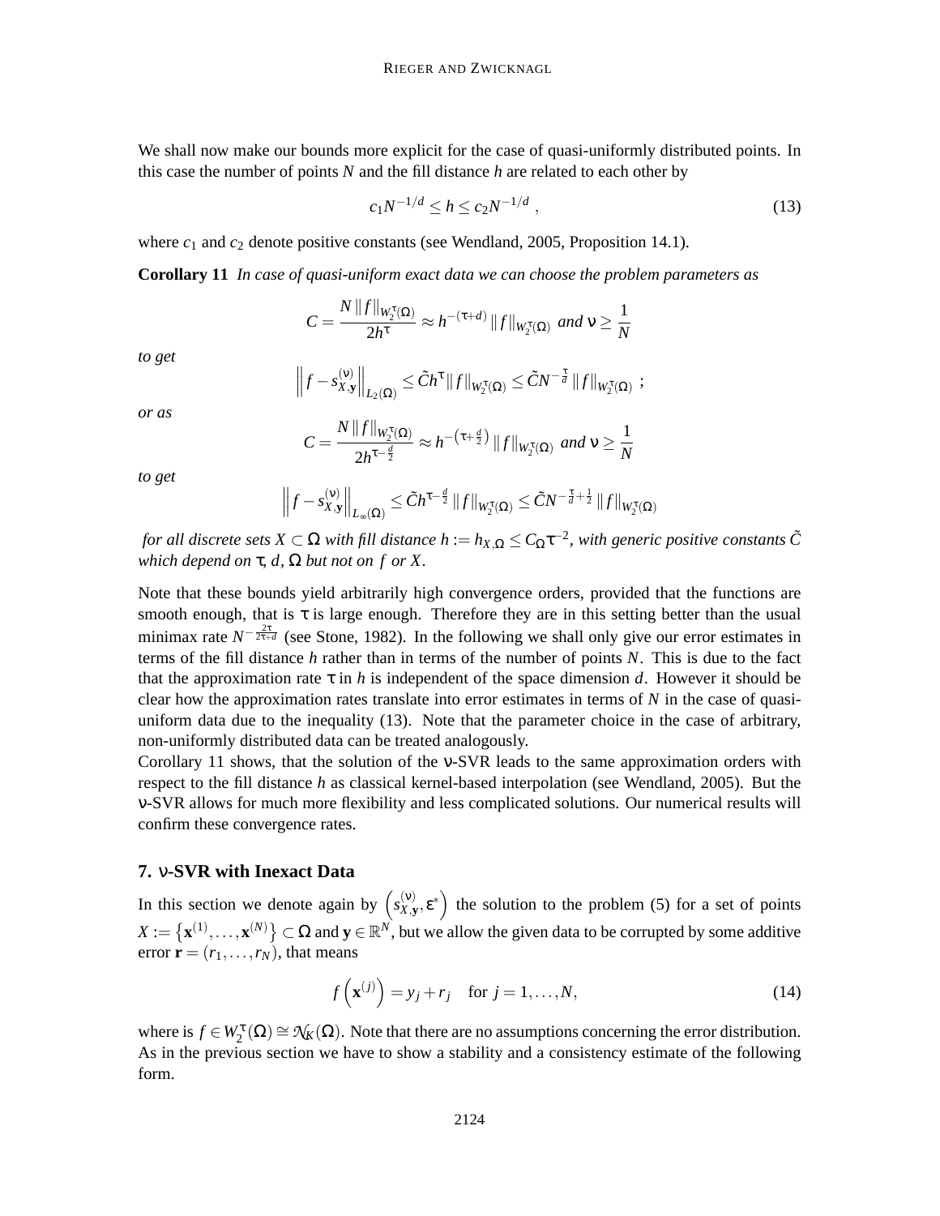We shall now make our bounds more explicit for the case of quasi-uniformly distributed points. In this case the number of points $N$ and the fill distance $h$ are related to each other by

$$c_1 N^{-1/d} \leq h \leq c_2 N^{-1/d} \ , \tag{13}$$

where $c_1$ and $c_2$ denote positive constants (see Wendland, 2005, Proposition 14.1).

**Corollary 11** *In case of quasi-uniform exact data we can choose the problem parameters as*

$$C = \frac{N \|f\|_{W_2^\tau(\Omega)}}{2h^\tau} \approx h^{-(\tau+d)} \|f\|_{W_2^\tau(\Omega)} \text{ and } \nu \geq \frac{1}{N}$$

*to get*

$$\left\| f - s_{X,\mathbf{y}}^{(\nu)} \right\|_{L_2(\Omega)} \leq \tilde{C} h^\tau \|f\|_{W_2^\tau(\Omega)} \leq \tilde{C} N^{-\frac{\tau}{d}} \|f\|_{W_2^\tau(\Omega)} \ ;$$

*or as*

$$C = \frac{N \|f\|_{W_2^\tau(\Omega)}}{2h^{\tau - \frac{d}{2}}} \approx h^{-\left(\tau + \frac{d}{2}\right)} \|f\|_{W_2^\tau(\Omega)} \text{ and } \nu \geq \frac{1}{N}$$

*to get*

$$\left\| f - s_{X,\mathbf{y}}^{(\nu)} \right\|_{L_\infty(\Omega)} \leq \tilde{C} h^{\tau - \frac{d}{2}} \|f\|_{W_2^\tau(\Omega)} \leq \tilde{C} N^{-\frac{\tau}{d} + \frac{1}{2}} \|f\|_{W_2^\tau(\Omega)}$$

*for all discrete sets $X \subset \Omega$ with fill distance $h := h_{X,\Omega} \leq C_\Omega \tau^{-2}$, with generic positive constants $\tilde{C}$ which depend on $\tau$, $d$, $\Omega$ but not on $f$ or $X$.*

Note that these bounds yield arbitrarily high convergence orders, provided that the functions are smooth enough, that is $\tau$ is large enough. Therefore they are in this setting better than the usual minimax rate $N^{-\frac{2\tau}{2\tau+d}}$ (see Stone, 1982). In the following we shall only give our error estimates in terms of the fill distance $h$ rather than in terms of the number of points $N$. This is due to the fact that the approximation rate $\tau$ in $h$ is independent of the space dimension $d$. However it should be clear how the approximation rates translate into error estimates in terms of $N$ in the case of quasi-uniform data due to the inequality (13). Note that the parameter choice in the case of arbitrary, non-uniformly distributed data can be treated analogously.

Corollary 11 shows, that the solution of the $\nu$-SVR leads to the same approximation orders with respect to the fill distance $h$ as classical kernel-based interpolation (see Wendland, 2005). But the $\nu$-SVR allows for much more flexibility and less complicated solutions. Our numerical results will confirm these convergence rates.

## 7. $\nu$-SVR with Inexact Data

In this section we denote again by $\left(s_{X,\mathbf{y}}^{(\nu)}, \varepsilon^*\right)$ the solution to the problem (5) for a set of points $X := \left\{\mathbf{x}^{(1)}, \ldots, \mathbf{x}^{(N)}\right\} \subset \Omega$ and $\mathbf{y} \in \mathbb{R}^N$, but we allow the given data to be corrupted by some additive error $\mathbf{r} = (r_1, \ldots, r_N)$, that means

$$f\left(\mathbf{x}^{(j)}\right) = y_j + r_j \quad \text{for } j = 1, \ldots, N, \tag{14}$$

where is $f \in W_2^\tau(\Omega) \cong \mathcal{N}_K(\Omega)$. Note that there are no assumptions concerning the error distribution. As in the previous section we have to show a stability and a consistency estimate of the following form.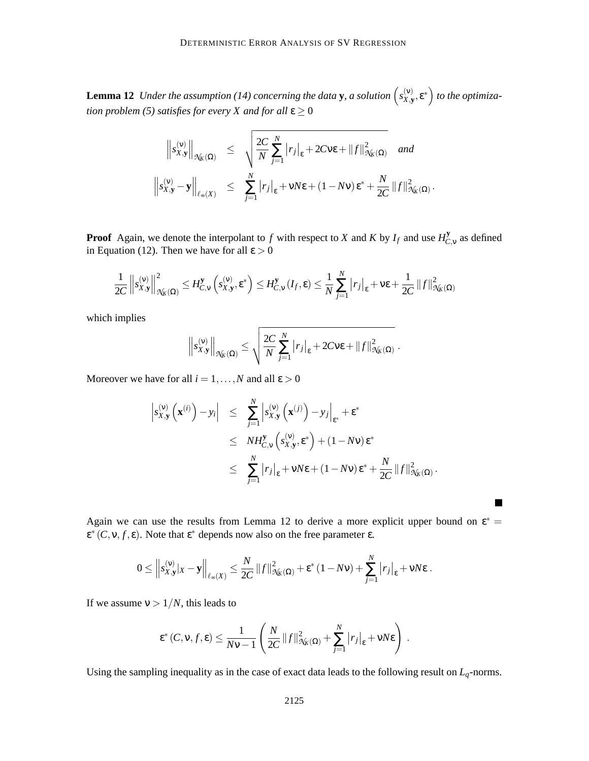**Lemma 12** *Under the assumption (14) concerning the data* $\mathbf{y}$*, a solution* $\left(s_{X,\mathbf{y}}^{(\nu)}, \varepsilon^*\right)$ *to the optimization problem (5) satisfies for every* $X$ *and for all* $\varepsilon \geq 0$

$$
\begin{aligned}
\left\|s_{X,\mathbf{y}}^{(\nu)}\right\|_{\mathcal{N}_K(\Omega)} &\leq \sqrt{\frac{2C}{N}\sum_{j=1}^{N}\left|r_j\right|_{\varepsilon} + 2C\nu\varepsilon + \|f\|_{\mathcal{N}_K(\Omega)}^2} \quad \textit{and} \\
\left\|s_{X,\mathbf{y}}^{(\nu)} - \mathbf{y}\right\|_{\ell_\infty(X)} &\leq \sum_{j=1}^{N}\left|r_j\right|_{\varepsilon} + \nu N\varepsilon + (1-N\nu)\,\varepsilon^* + \frac{N}{2C}\|f\|_{\mathcal{N}_K(\Omega)}^2 .
\end{aligned}
$$

**Proof** Again, we denote the interpolant to $f$ with respect to $X$ and $K$ by $I_f$ and use $H_{C,\nu}^{\mathbf{y}}$ as defined in Equation (12). Then we have for all $\varepsilon > 0$

$$
\frac{1}{2C}\left\|s_{X,\mathbf{y}}^{(\nu)}\right\|_{\mathcal{N}_K(\Omega)}^2 \leq H_{C,\nu}^{\mathbf{y}}\left(s_{X,\mathbf{y}}^{(\nu)}, \varepsilon^*\right) \leq H_{C,\nu}^{\mathbf{y}}\left(I_f, \varepsilon\right) \leq \frac{1}{N}\sum_{j=1}^{N}\left|r_j\right|_{\varepsilon} + \nu\varepsilon + \frac{1}{2C}\|f\|_{\mathcal{N}_K(\Omega)}^2
$$

which implies

$$
\left\|s_{X,\mathbf{y}}^{(\nu)}\right\|_{\mathcal{N}_K(\Omega)} \leq \sqrt{\frac{2C}{N}\sum_{j=1}^{N}\left|r_j\right|_{\varepsilon} + 2C\nu\varepsilon + \|f\|_{\mathcal{N}_K(\Omega)}^2} .
$$

Moreover we have for all $i = 1, \ldots, N$ and all $\varepsilon > 0$

$$
\begin{aligned}
\left|s_{X,\mathbf{y}}^{(\nu)}\left(\mathbf{x}^{(i)}\right) - y_i\right| &\leq \sum_{j=1}^{N}\left|s_{X,\mathbf{y}}^{(\nu)}\left(\mathbf{x}^{(j)}\right) - y_j\right|_{\varepsilon^*} + \varepsilon^* \\
&\leq N H_{C,\nu}^{\mathbf{y}}\left(s_{X,\mathbf{y}}^{(\nu)}, \varepsilon^*\right) + (1-N\nu)\,\varepsilon^* \\
&\leq \sum_{j=1}^{N}\left|r_j\right|_{\varepsilon} + \nu N\varepsilon + (1-N\nu)\,\varepsilon^* + \frac{N}{2C}\|f\|_{\mathcal{N}_K(\Omega)}^2 .
\end{aligned}
$$

■

Again we can use the results from Lemma 12 to derive a more explicit upper bound on $\varepsilon^* = \varepsilon^*(C, \nu, f, \varepsilon)$. Note that $\varepsilon^*$ depends now also on the free parameter $\varepsilon$.

$$
0 \leq \left\|s_{X,\mathbf{y}}^{(\nu)}|_X - \mathbf{y}\right\|_{\ell_\infty(X)} \leq \frac{N}{2C}\|f\|_{\mathcal{N}_K(\Omega)}^2 + \varepsilon^*(1-N\nu) + \sum_{j=1}^{N}\left|r_j\right|_{\varepsilon} + \nu N\varepsilon .
$$

If we assume $\nu > 1/N$, this leads to

$$
\varepsilon^*(C, \nu, f, \varepsilon) \leq \frac{1}{N\nu - 1}\left(\frac{N}{2C}\|f\|_{\mathcal{N}_K(\Omega)}^2 + \sum_{j=1}^{N}\left|r_j\right|_{\varepsilon} + \nu N\varepsilon\right) .
$$

Using the sampling inequality as in the case of exact data leads to the following result on $L_q$-norms.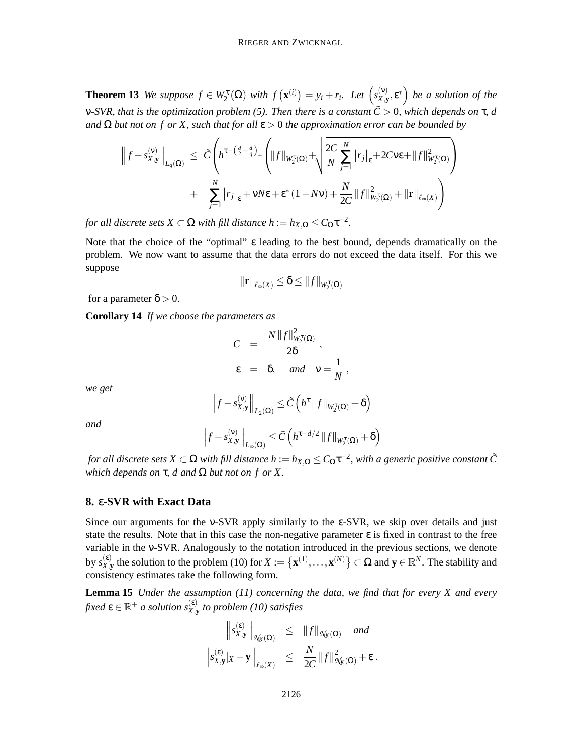**Theorem 13** *We suppose $f \in W_2^\tau(\Omega)$ with $f\left(\mathbf{x}^{(i)}\right) = y_i + r_i$. Let $\left(s_{X,\mathbf{y}}^{(\nu)}, \varepsilon^*\right)$ be a solution of the $\nu$-SVR, that is the optimization problem (5). Then there is a constant $\tilde{C} > 0$, which depends on $\tau$, $d$ and $\Omega$ but not on $f$ or $X$, such that for all $\varepsilon > 0$ the approximation error can be bounded by*

$$\left\| f - s_{X,\mathbf{y}}^{(\nu)} \right\|_{L_q(\Omega)} \leq \tilde{C} \left( h^{\tau - \left(\frac{d}{2} - \frac{d}{q}\right)_+} \left( \|f\|_{W_2^\tau(\Omega)} + \sqrt{\frac{2C}{N} \sum_{j=1}^{N} \left|r_j\right|_\varepsilon + 2C\nu\varepsilon + \|f\|^2_{W_2^\tau(\Omega)}} \right) \right.$$
$$\left. + \sum_{j=1}^{N} \left|r_j\right|_\varepsilon + \nu N \varepsilon + \varepsilon^* (1 - N\nu) + \frac{N}{2C} \|f\|^2_{W_2^\tau(\Omega)} + \|\mathbf{r}\|_{\ell_\infty(X)} \right)$$

*for all discrete sets $X \subset \Omega$ with fill distance $h := h_{X,\Omega} \leq C_\Omega \tau^{-2}$.*

Note that the choice of the "optimal" $\varepsilon$ leading to the best bound, depends dramatically on the problem. We now want to assume that the data errors do not exceed the data itself. For this we suppose

$$\|\mathbf{r}\|_{\ell_\infty(X)} \leq \delta \leq \|f\|_{W_2^\tau(\Omega)}$$

for a parameter $\delta > 0$.

**Corollary 14** *If we choose the parameters as*

$$C = \frac{N \|f\|^2_{W_2^\tau(\Omega)}}{2\delta},$$
$$\varepsilon = \delta, \quad \text{and} \quad \nu = \frac{1}{N},$$

*we get*

$$\left\| f - s_{X,\mathbf{y}}^{(\nu)} \right\|_{L_2(\Omega)} \leq \tilde{C} \left( h^\tau \|f\|_{W_2^\tau(\Omega)} + \delta \right)$$

*and*

$$\left\| f - s_{X,\mathbf{y}}^{(\nu)} \right\|_{L_\infty(\Omega)} \leq \tilde{C} \left( h^{\tau - d/2} \|f\|_{W_2^\tau(\Omega)} + \delta \right)$$

*for all discrete sets $X \subset \Omega$ with fill distance $h := h_{X,\Omega} \leq C_\Omega \tau^{-2}$, with a generic positive constant $\tilde{C}$ which depends on $\tau$, $d$ and $\Omega$ but not on $f$ or $X$.*

## 8. $\varepsilon$-SVR with Exact Data

Since our arguments for the $\nu$-SVR apply similarly to the $\varepsilon$-SVR, we skip over details and just state the results. Note that in this case the non-negative parameter $\varepsilon$ is fixed in contrast to the free variable in the $\nu$-SVR. Analogously to the notation introduced in the previous sections, we denote by $s_{X,\mathbf{y}}^{(\varepsilon)}$ the solution to the problem (10) for $X := \left\{\mathbf{x}^{(1)}, \ldots, \mathbf{x}^{(N)}\right\} \subset \Omega$ and $\mathbf{y} \in \mathbb{R}^N$. The stability and consistency estimates take the following form.

**Lemma 15** *Under the assumption (11) concerning the data, we find that for every $X$ and every fixed $\varepsilon \in \mathbb{R}^+$ a solution $s_{X,\mathbf{y}}^{(\varepsilon)}$ to problem (10) satisfies*

$$\left\| s_{X,\mathbf{y}}^{(\varepsilon)} \right\|_{\mathcal{N}_K(\Omega)} \leq \|f\|_{\mathcal{N}_K(\Omega)} \quad \text{and}$$
$$\left\| s_{X,\mathbf{y}}^{(\varepsilon)}|_X - \mathbf{y} \right\|_{\ell_\infty(X)} \leq \frac{N}{2C} \|f\|^2_{\mathcal{N}_K(\Omega)} + \varepsilon.$$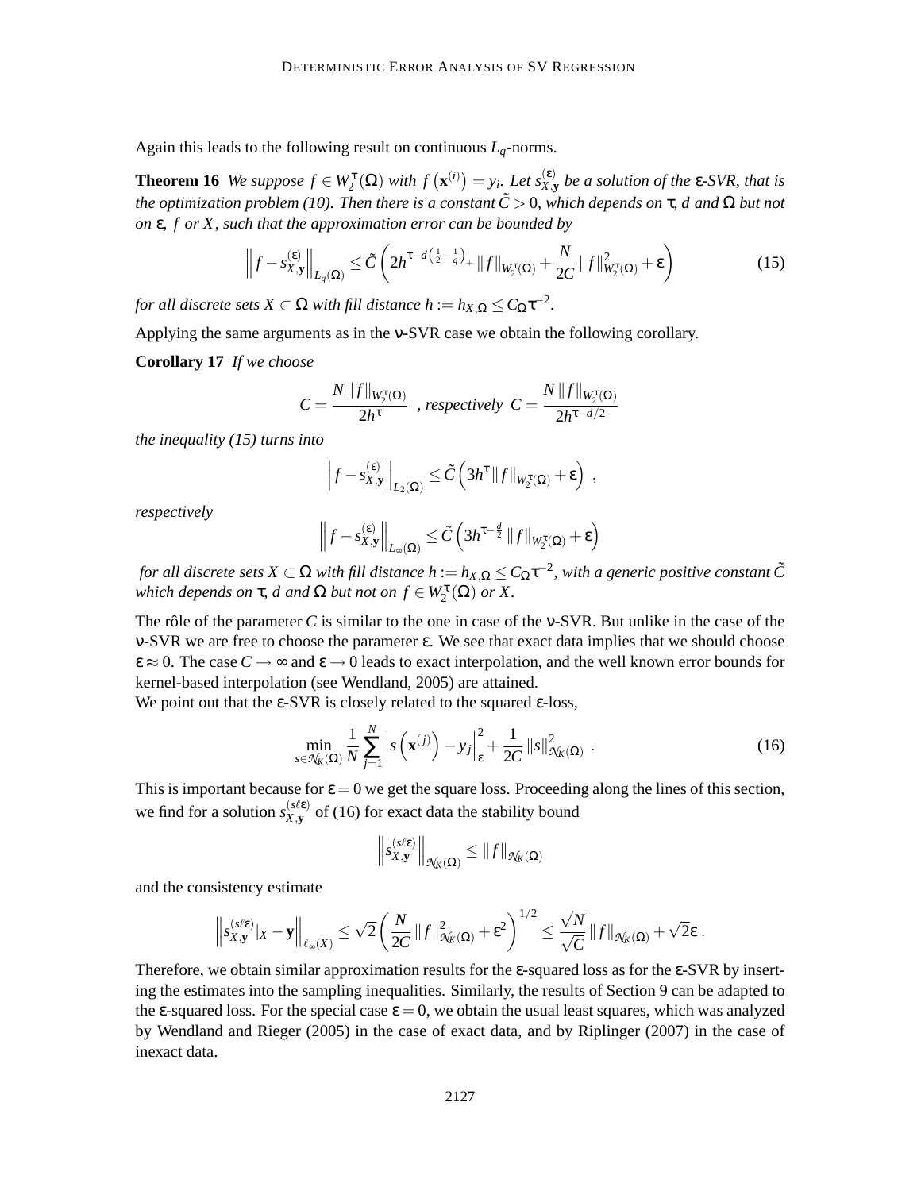Again this leads to the following result on continuous $L_q$-norms.

**Theorem 16** *We suppose $f \in W_2^\tau(\Omega)$ with $f\left(\mathbf{x}^{(i)}\right) = y_i$. Let $s_{X,\mathbf{y}}^{(\varepsilon)}$ be a solution of the $\varepsilon$-SVR, that is the optimization problem (10). Then there is a constant $\tilde{C} > 0$, which depends on $\tau$, $d$ and $\Omega$ but not on $\varepsilon$, $f$ or $X$, such that the approximation error can be bounded by*

$$\left\| f - s_{X,\mathbf{y}}^{(\varepsilon)} \right\|_{L_q(\Omega)} \leq \tilde{C} \left( 2h^{\tau - d\left(\frac{1}{2} - \frac{1}{q}\right)_+} \|f\|_{W_2^\tau(\Omega)} + \frac{N}{2C} \|f\|_{W_2^\tau(\Omega)}^2 + \varepsilon \right) \tag{15}$$

*for all discrete sets $X \subset \Omega$ with fill distance $h := h_{X,\Omega} \leq C_\Omega \tau^{-2}$.*

Applying the same arguments as in the $\nu$-SVR case we obtain the following corollary.

**Corollary 17** *If we choose*

$$C = \frac{N\|f\|_{W_2^\tau(\Omega)}}{2h^\tau} \quad \text{, respectively} \quad C = \frac{N\|f\|_{W_2^\tau(\Omega)}}{2h^{\tau - d/2}}$$

*the inequality (15) turns into*

$$\left\| f - s_{X,\mathbf{y}}^{(\varepsilon)} \right\|_{L_2(\Omega)} \leq \tilde{C} \left( 3h^\tau \|f\|_{W_2^\tau(\Omega)} + \varepsilon \right) \,,$$

*respectively*

$$\left\| f - s_{X,\mathbf{y}}^{(\varepsilon)} \right\|_{L_\infty(\Omega)} \leq \tilde{C} \left( 3h^{\tau - \frac{d}{2}} \|f\|_{W_2^\tau(\Omega)} + \varepsilon \right)$$

*for all discrete sets $X \subset \Omega$ with fill distance $h := h_{X,\Omega} \leq C_\Omega \tau^{-2}$, with a generic positive constant $\tilde{C}$ which depends on $\tau$, $d$ and $\Omega$ but not on $f \in W_2^\tau(\Omega)$ or $X$.*

The rôle of the parameter $C$ is similar to the one in case of the $\nu$-SVR. But unlike in the case of the $\nu$-SVR we are free to choose the parameter $\varepsilon$. We see that exact data implies that we should choose $\varepsilon \approx 0$. The case $C \to \infty$ and $\varepsilon \to 0$ leads to exact interpolation, and the well known error bounds for kernel-based interpolation (see Wendland, 2005) are attained.
We point out that the $\varepsilon$-SVR is closely related to the squared $\varepsilon$-loss,

$$\min_{s \in \mathcal{N}_K(\Omega)} \frac{1}{N} \sum_{j=1}^{N} \left| s\left(\mathbf{x}^{(j)}\right) - y_j \right|_\varepsilon^2 + \frac{1}{2C} \|s\|_{\mathcal{N}_K(\Omega)}^2 \,. \tag{16}$$

This is important because for $\varepsilon = 0$ we get the square loss. Proceeding along the lines of this section, we find for a solution $s_{X,\mathbf{y}}^{(s\ell\varepsilon)}$ of (16) for exact data the stability bound

$$\left\| s_{X,\mathbf{y}}^{(s\ell\varepsilon)} \right\|_{\mathcal{N}_K(\Omega)} \leq \|f\|_{\mathcal{N}_K(\Omega)}$$

and the consistency estimate

$$\left\| s_{X,\mathbf{y}}^{(s\ell\varepsilon)}|_X - \mathbf{y} \right\|_{\ell_\infty(X)} \leq \sqrt{2} \left( \frac{N}{2C} \|f\|_{\mathcal{N}_K(\Omega)}^2 + \varepsilon^2 \right)^{1/2} \leq \frac{\sqrt{N}}{\sqrt{C}} \|f\|_{\mathcal{N}_K(\Omega)} + \sqrt{2}\varepsilon \,.$$

Therefore, we obtain similar approximation results for the $\varepsilon$-squared loss as for the $\varepsilon$-SVR by inserting the estimates into the sampling inequalities. Similarly, the results of Section 9 can be adapted to the $\varepsilon$-squared loss. For the special case $\varepsilon = 0$, we obtain the usual least squares, which was analyzed by Wendland and Rieger (2005) in the case of exact data, and by Riplinger (2007) in the case of inexact data.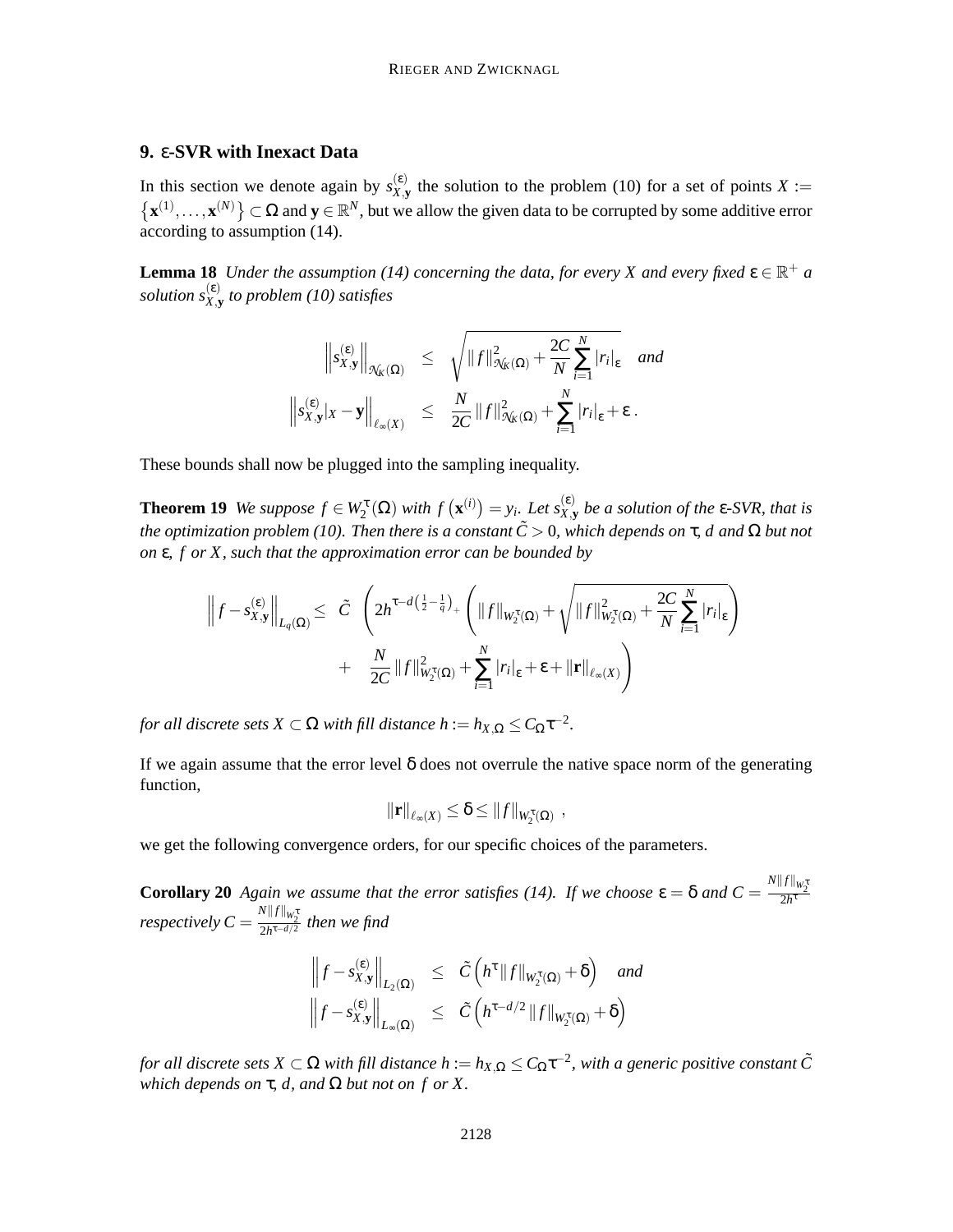## 9. $\varepsilon$-SVR with Inexact Data

In this section we denote again by $s_{X,\mathbf{y}}^{(\varepsilon)}$ the solution to the problem (10) for a set of points $X := \{\mathbf{x}^{(1)}, \ldots, \mathbf{x}^{(N)}\} \subset \Omega$ and $\mathbf{y} \in \mathbb{R}^N$, but we allow the given data to be corrupted by some additive error according to assumption (14).

**Lemma 18** *Under the assumption (14) concerning the data, for every $X$ and every fixed $\varepsilon \in \mathbb{R}^+$ a solution $s_{X,\mathbf{y}}^{(\varepsilon)}$ to problem (10) satisfies*

$$
\begin{aligned}
\left\| s_{X,\mathbf{y}}^{(\varepsilon)} \right\|_{\mathcal{N}_K(\Omega)} &\leq \sqrt{\|f\|_{\mathcal{N}_K(\Omega)}^2 + \frac{2C}{N}\sum_{i=1}^{N} |r_i|_{\varepsilon}} \quad \textit{and} \\
\left\| s_{X,\mathbf{y}}^{(\varepsilon)}|_X - \mathbf{y} \right\|_{\ell_\infty(X)} &\leq \frac{N}{2C}\|f\|_{\mathcal{N}_K(\Omega)}^2 + \sum_{i=1}^{N} |r_i|_{\varepsilon} + \varepsilon\,.
\end{aligned}
$$

These bounds shall now be plugged into the sampling inequality.

**Theorem 19** *We suppose $f \in W_2^\tau(\Omega)$ with $f\left(\mathbf{x}^{(i)}\right) = y_i$. Let $s_{X,\mathbf{y}}^{(\varepsilon)}$ be a solution of the $\varepsilon$-SVR, that is the optimization problem (10). Then there is a constant $\tilde{C} > 0$, which depends on $\tau$, $d$ and $\Omega$ but not on $\varepsilon$, $f$ or $X$, such that the approximation error can be bounded by*

$$
\begin{aligned}
\left\| f - s_{X,\mathbf{y}}^{(\varepsilon)} \right\|_{L_q(\Omega)} \leq \; \tilde{C} \; & \left( 2h^{\tau - d\left(\frac{1}{2}-\frac{1}{q}\right)_+} \left( \|f\|_{W_2^\tau(\Omega)} + \sqrt{\|f\|_{W_2^\tau(\Omega)}^2 + \frac{2C}{N}\sum_{i=1}^{N} |r_i|_{\varepsilon}} \right) \right. \\
& \left. + \quad \frac{N}{2C}\|f\|_{W_2^\tau(\Omega)}^2 + \sum_{i=1}^{N} |r_i|_{\varepsilon} + \varepsilon + \|\mathbf{r}\|_{\ell_\infty(X)} \right)
\end{aligned}
$$

*for all discrete sets $X \subset \Omega$ with fill distance $h := h_{X,\Omega} \leq C_\Omega \tau^{-2}$.*

If we again assume that the error level $\delta$ does not overrule the native space norm of the generating function,

$$
\|\mathbf{r}\|_{\ell_\infty(X)} \leq \delta \leq \|f\|_{W_2^\tau(\Omega)}\ ,
$$

we get the following convergence orders, for our specific choices of the parameters.

**Corollary 20** *Again we assume that the error satisfies (14). If we choose $\varepsilon = \delta$ and $C = \frac{N\|f\|_{W_2^\tau}}{2h^\tau}$ respectively $C = \frac{N\|f\|_{W_2^\tau}}{2h^{\tau-d/2}}$ then we find*

$$
\begin{aligned}
\left\| f - s_{X,\mathbf{y}}^{(\varepsilon)} \right\|_{L_2(\Omega)} &\leq \tilde{C}\left( h^\tau \|f\|_{W_2^\tau(\Omega)} + \delta \right) \quad \textit{and} \\
\left\| f - s_{X,\mathbf{y}}^{(\varepsilon)} \right\|_{L_\infty(\Omega)} &\leq \tilde{C}\left( h^{\tau-d/2} \|f\|_{W_2^\tau(\Omega)} + \delta \right)
\end{aligned}
$$

*for all discrete sets $X \subset \Omega$ with fill distance $h := h_{X,\Omega} \leq C_\Omega \tau^{-2}$, with a generic positive constant $\tilde{C}$ which depends on $\tau$, $d$, and $\Omega$ but not on $f$ or $X$.*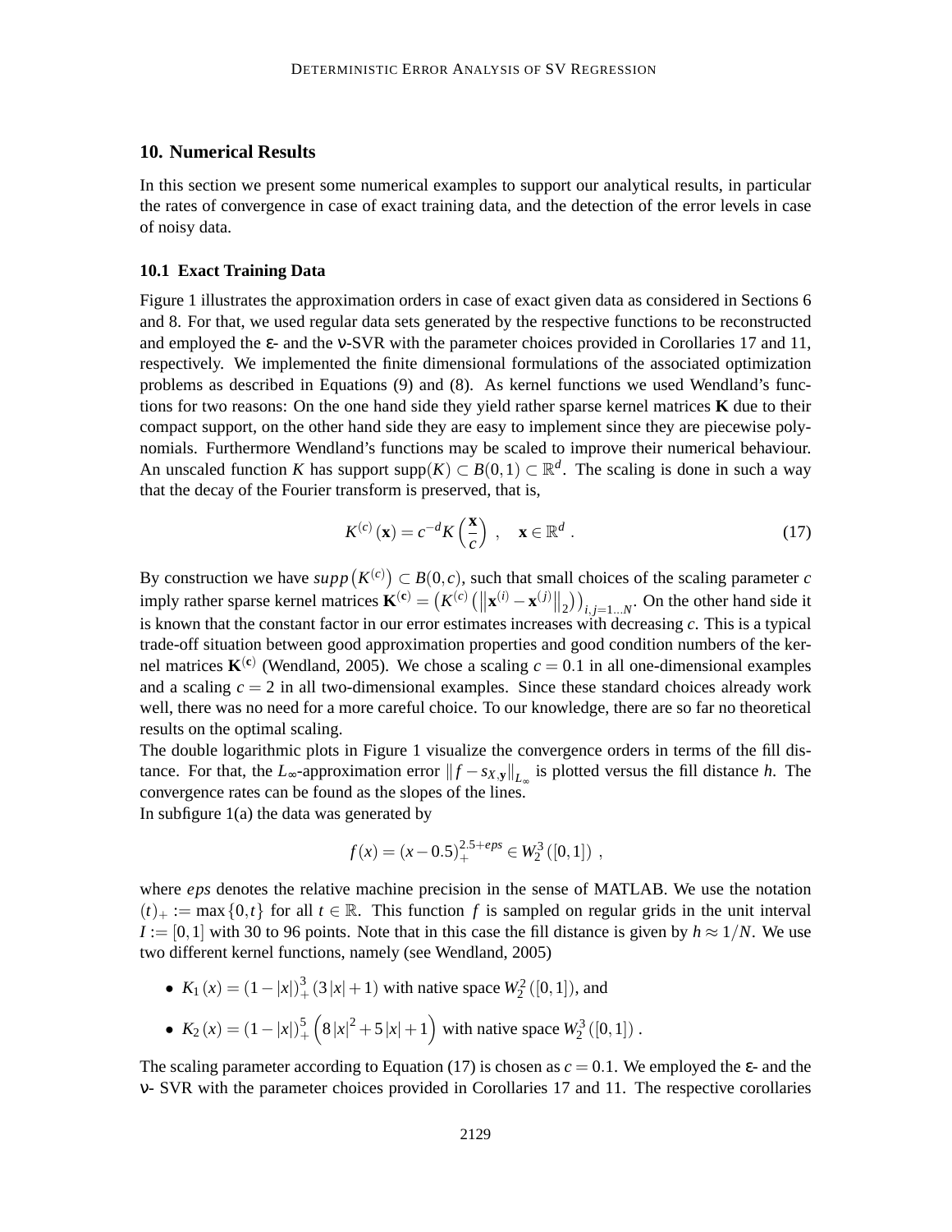## 10. Numerical Results

In this section we present some numerical examples to support our analytical results, in particular the rates of convergence in case of exact training data, and the detection of the error levels in case of noisy data.

### 10.1 Exact Training Data

Figure 1 illustrates the approximation orders in case of exact given data as considered in Sections 6 and 8. For that, we used regular data sets generated by the respective functions to be reconstructed and employed the $\varepsilon$- and the $\nu$-SVR with the parameter choices provided in Corollaries 17 and 11, respectively. We implemented the finite dimensional formulations of the associated optimization problems as described in Equations (9) and (8). As kernel functions we used Wendland's functions for two reasons: On the one hand side they yield rather sparse kernel matrices $\mathbf{K}$ due to their compact support, on the other hand side they are easy to implement since they are piecewise polynomials. Furthermore Wendland's functions may be scaled to improve their numerical behaviour. An unscaled function $K$ has support $\text{supp}(K) \subset B(0,1) \subset \mathbb{R}^d$. The scaling is done in such a way that the decay of the Fourier transform is preserved, that is,

$$K^{(c)}(\mathbf{x}) = c^{-d} K\left(\frac{\mathbf{x}}{c}\right) , \quad \mathbf{x} \in \mathbb{R}^d . \tag{17}$$

By construction we have $supp\left(K^{(c)}\right) \subset B(0,c)$, such that small choices of the scaling parameter $c$ imply rather sparse kernel matrices $\mathbf{K}^{(\mathbf{c})} = \left(K^{(c)}\left(\left\|\mathbf{x}^{(i)} - \mathbf{x}^{(j)}\right\|_2\right)\right)_{i,j=1\ldots N}$. On the other hand side it is known that the constant factor in our error estimates increases with decreasing $c$. This is a typical trade-off situation between good approximation properties and good condition numbers of the kernel matrices $\mathbf{K}^{(\mathbf{c})}$ (Wendland, 2005). We chose a scaling $c = 0.1$ in all one-dimensional examples and a scaling $c = 2$ in all two-dimensional examples. Since these standard choices already work well, there was no need for a more careful choice. To our knowledge, there are so far no theoretical results on the optimal scaling.

The double logarithmic plots in Figure 1 visualize the convergence orders in terms of the fill distance. For that, the $L_\infty$-approximation error $\|f - s_{X,\mathbf{y}}\|_{L_\infty}$ is plotted versus the fill distance $h$. The convergence rates can be found as the slopes of the lines.

In subfigure 1(a) the data was generated by

$$f(x) = (x - 0.5)_+^{2.5+eps} \in W_2^3([0,1]) ,$$

where *eps* denotes the relative machine precision in the sense of MATLAB. We use the notation $(t)_+ := \max\{0,t\}$ for all $t \in \mathbb{R}$. This function $f$ is sampled on regular grids in the unit interval $I := [0,1]$ with 30 to 96 points. Note that in this case the fill distance is given by $h \approx 1/N$. We use two different kernel functions, namely (see Wendland, 2005)

- $K_1(x) = (1 - |x|)_+^3 (3|x| + 1)$ with native space $W_2^2([0,1])$, and
- $K_2(x) = (1 - |x|)_+^5 \left(8|x|^2 + 5|x| + 1\right)$ with native space $W_2^3([0,1])$ .

The scaling parameter according to Equation (17) is chosen as $c = 0.1$. We employed the $\varepsilon$- and the $\nu$- SVR with the parameter choices provided in Corollaries 17 and 11. The respective corollaries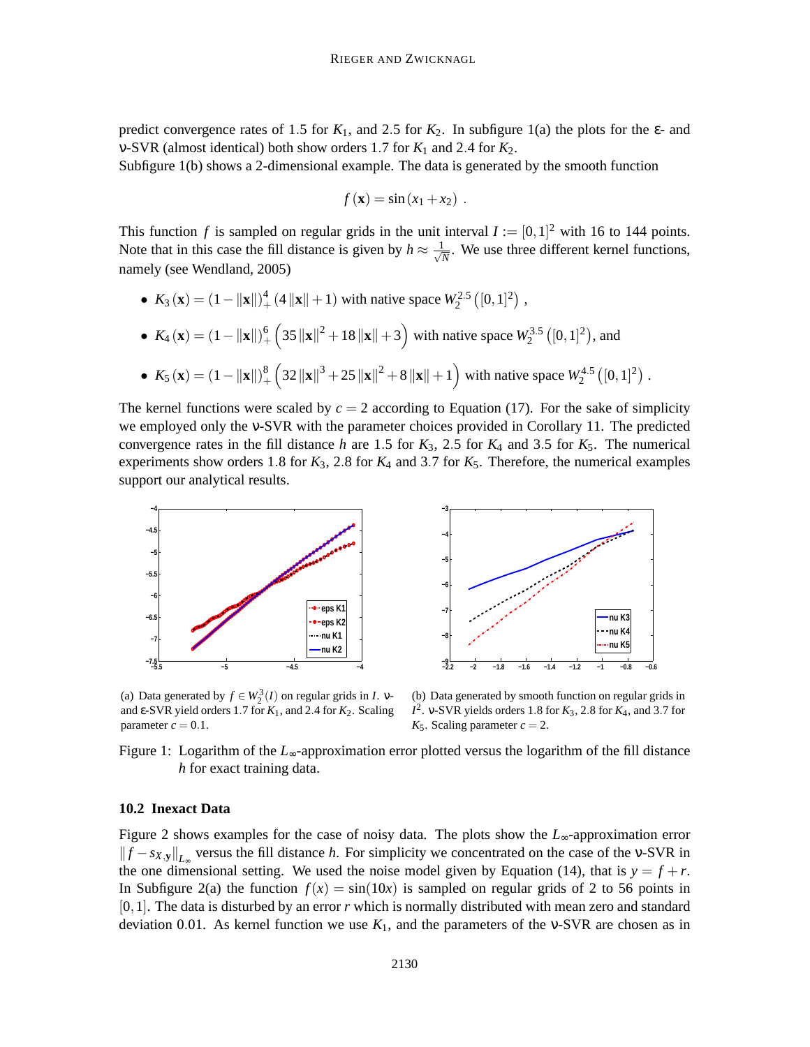predict convergence rates of 1.5 for $K_1$, and 2.5 for $K_2$. In subfigure 1(a) the plots for the $\varepsilon$- and $\nu$-SVR (almost identical) both show orders 1.7 for $K_1$ and 2.4 for $K_2$.

Subfigure 1(b) shows a 2-dimensional example. The data is generated by the smooth function

$$f(\mathbf{x}) = \sin(x_1 + x_2) \ .$$

This function $f$ is sampled on regular grids in the unit interval $I := [0,1]^2$ with 16 to 144 points. Note that in this case the fill distance is given by $h \approx \frac{1}{\sqrt{N}}$. We use three different kernel functions, namely (see Wendland, 2005)

- $K_3(\mathbf{x}) = (1 - \|\mathbf{x}\|)_+^4 (4\|\mathbf{x}\| + 1)$ with native space $W_2^{2.5}([0,1]^2)$ ,
- $K_4(\mathbf{x}) = (1 - \|\mathbf{x}\|)_+^6 \left(35\|\mathbf{x}\|^2 + 18\|\mathbf{x}\| + 3\right)$ with native space $W_2^{3.5}([0,1]^2)$, and
- $K_5(\mathbf{x}) = (1 - \|\mathbf{x}\|)_+^8 \left(32\|\mathbf{x}\|^3 + 25\|\mathbf{x}\|^2 + 8\|\mathbf{x}\| + 1\right)$ with native space $W_2^{4.5}([0,1]^2)$ .

The kernel functions were scaled by $c = 2$ according to Equation (17). For the sake of simplicity we employed only the $\nu$-SVR with the parameter choices provided in Corollary 11. The predicted convergence rates in the fill distance $h$ are 1.5 for $K_3$, 2.5 for $K_4$ and 3.5 for $K_5$. The numerical experiments show orders 1.8 for $K_3$, 2.8 for $K_4$ and 3.7 for $K_5$. Therefore, the numerical examples support our analytical results.

(a) Data generated by $f \in W_2^3(I)$ on regular grids in $I$. $\nu$- and $\varepsilon$-SVR yield orders 1.7 for $K_1$, and 2.4 for $K_2$. Scaling parameter $c = 0.1$.

(b) Data generated by smooth function on regular grids in $I^2$. $\nu$-SVR yields orders 1.8 for $K_3$, 2.8 for $K_4$, and 3.7 for $K_5$. Scaling parameter $c = 2$.

Figure 1: Logarithm of the $L_\infty$-approximation error plotted versus the logarithm of the fill distance $h$ for exact training data.

### 10.2 Inexact Data

Figure 2 shows examples for the case of noisy data. The plots show the $L_\infty$-approximation error $\|f - s_{X,\mathbf{y}}\|_{L_\infty}$ versus the fill distance $h$. For simplicity we concentrated on the case of the $\nu$-SVR in the one dimensional setting. We used the noise model given by Equation (14), that is $y = f + r$. In Subfigure 2(a) the function $f(x) = \sin(10x)$ is sampled on regular grids of 2 to 56 points in $[0,1]$. The data is disturbed by an error $r$ which is normally distributed with mean zero and standard deviation 0.01. As kernel function we use $K_1$, and the parameters of the $\nu$-SVR are chosen as in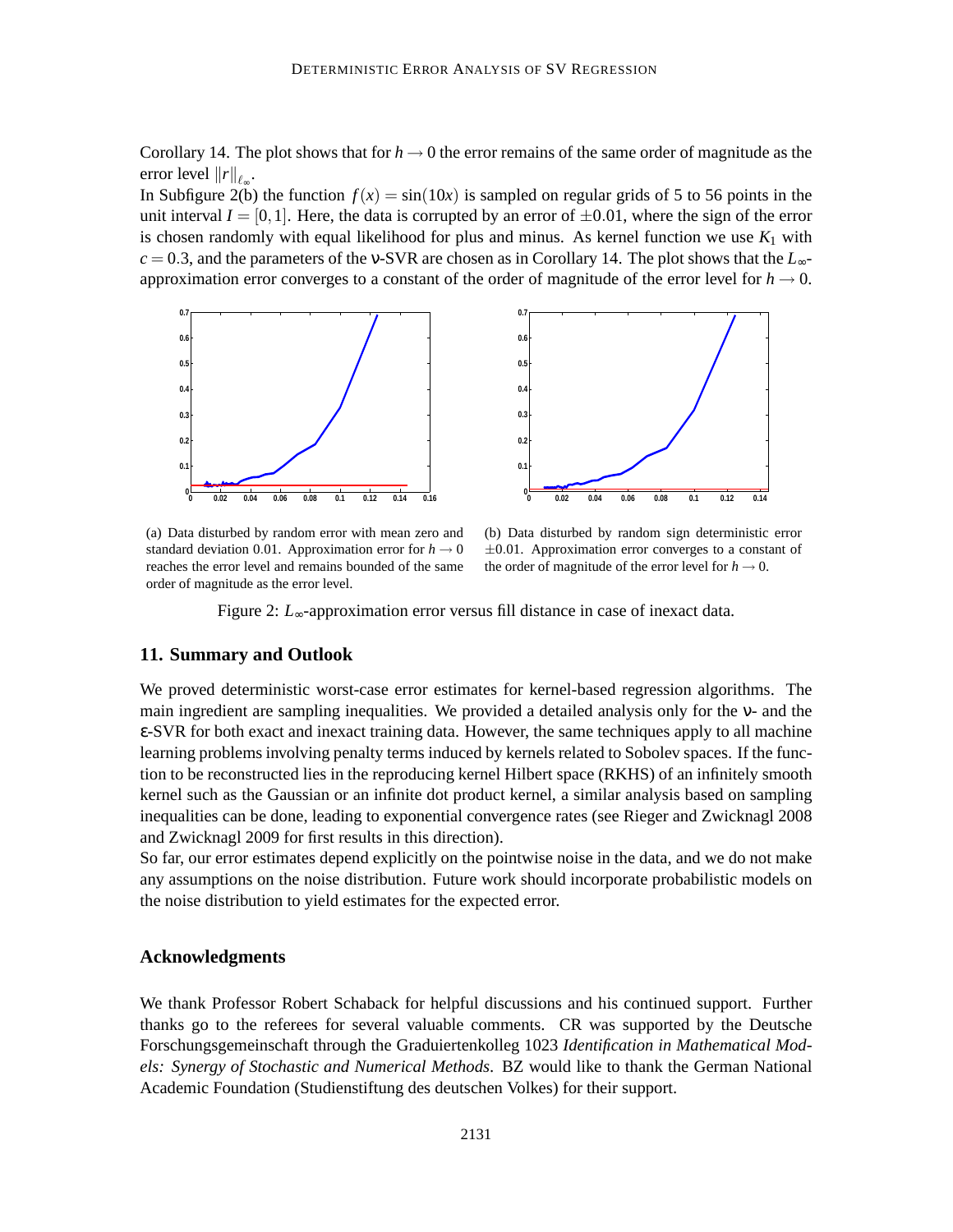Corollary 14. The plot shows that for $h \to 0$ the error remains of the same order of magnitude as the error level $\|r\|_{\ell_\infty}$.

In Subfigure 2(b) the function $f(x) = \sin(10x)$ is sampled on regular grids of 5 to 56 points in the unit interval $I = [0,1]$. Here, the data is corrupted by an error of $\pm 0.01$, where the sign of the error is chosen randomly with equal likelihood for plus and minus. As kernel function we use $K_1$ with $c = 0.3$, and the parameters of the $\nu$-SVR are chosen as in Corollary 14. The plot shows that the $L_\infty$-approximation error converges to a constant of the order of magnitude of the error level for $h \to 0$.

(a) Data disturbed by random error with mean zero and standard deviation 0.01. Approximation error for $h \to 0$ reaches the error level and remains bounded of the same order of magnitude as the error level.

(b) Data disturbed by random sign deterministic error $\pm 0.01$. Approximation error converges to a constant of the order of magnitude of the error level for $h \to 0$.

Figure 2: $L_\infty$-approximation error versus fill distance in case of inexact data.

## 11. Summary and Outlook

We proved deterministic worst-case error estimates for kernel-based regression algorithms. The main ingredient are sampling inequalities. We provided a detailed analysis only for the $\nu$- and the $\varepsilon$-SVR for both exact and inexact training data. However, the same techniques apply to all machine learning problems involving penalty terms induced by kernels related to Sobolev spaces. If the function to be reconstructed lies in the reproducing kernel Hilbert space (RKHS) of an infinitely smooth kernel such as the Gaussian or an infinite dot product kernel, a similar analysis based on sampling inequalities can be done, leading to exponential convergence rates (see Rieger and Zwicknagl 2008 and Zwicknagl 2009 for first results in this direction).

So far, our error estimates depend explicitly on the pointwise noise in the data, and we do not make any assumptions on the noise distribution. Future work should incorporate probabilistic models on the noise distribution to yield estimates for the expected error.

### Acknowledgments

We thank Professor Robert Schaback for helpful discussions and his continued support. Further thanks go to the referees for several valuable comments. CR was supported by the Deutsche Forschungsgemeinschaft through the Graduiertenkolleg 1023 *Identification in Mathematical Models: Synergy of Stochastic and Numerical Methods*. BZ would like to thank the German National Academic Foundation (Studienstiftung des deutschen Volkes) for their support.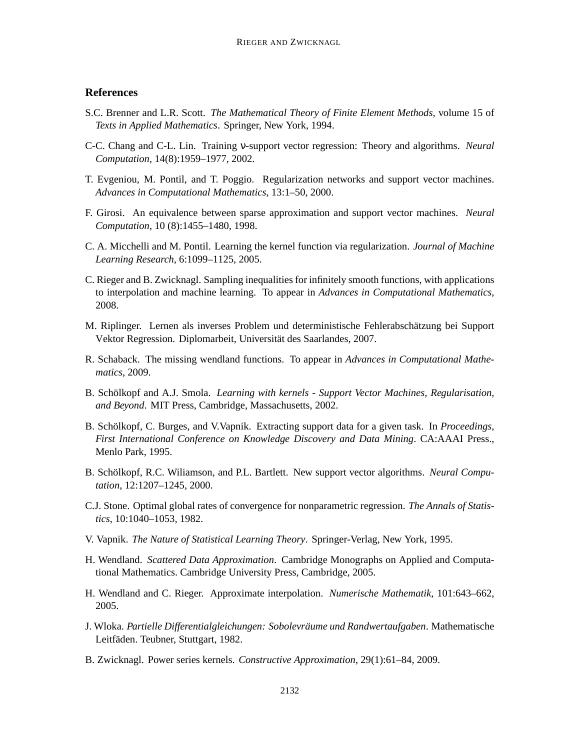## References

S.C. Brenner and L.R. Scott. *The Mathematical Theory of Finite Element Methods*, volume 15 of *Texts in Applied Mathematics*. Springer, New York, 1994.

C-C. Chang and C-L. Lin. Training $\nu$-support vector regression: Theory and algorithms. *Neural Computation*, 14(8):1959–1977, 2002.

T. Evgeniou, M. Pontil, and T. Poggio. Regularization networks and support vector machines. *Advances in Computational Mathematics*, 13:1–50, 2000.

F. Girosi. An equivalence between sparse approximation and support vector machines. *Neural Computation*, 10 (8):1455–1480, 1998.

C. A. Micchelli and M. Pontil. Learning the kernel function via regularization. *Journal of Machine Learning Research*, 6:1099–1125, 2005.

C. Rieger and B. Zwicknagl. Sampling inequalities for infinitely smooth functions, with applications to interpolation and machine learning. To appear in *Advances in Computational Mathematics*, 2008.

M. Riplinger. Lernen als inverses Problem und deterministische Fehlerabschätzung bei Support Vektor Regression. Diplomarbeit, Universität des Saarlandes, 2007.

R. Schaback. The missing wendland functions. To appear in *Advances in Computational Mathematics*, 2009.

B. Schölkopf and A.J. Smola. *Learning with kernels - Support Vector Machines, Regularisation, and Beyond*. MIT Press, Cambridge, Massachusetts, 2002.

B. Schölkopf, C. Burges, and V.Vapnik. Extracting support data for a given task. In *Proceedings, First International Conference on Knowledge Discovery and Data Mining*. CA:AAAI Press., Menlo Park, 1995.

B. Schölkopf, R.C. Wiliamson, and P.L. Bartlett. New support vector algorithms. *Neural Computation*, 12:1207–1245, 2000.

C.J. Stone. Optimal global rates of convergence for nonparametric regression. *The Annals of Statistics*, 10:1040–1053, 1982.

V. Vapnik. *The Nature of Statistical Learning Theory*. Springer-Verlag, New York, 1995.

H. Wendland. *Scattered Data Approximation*. Cambridge Monographs on Applied and Computational Mathematics. Cambridge University Press, Cambridge, 2005.

H. Wendland and C. Rieger. Approximate interpolation. *Numerische Mathematik*, 101:643–662, 2005.

J. Wloka. *Partielle Differentialgleichungen: Sobolevräume und Randwertaufgaben*. Mathematische Leitfäden. Teubner, Stuttgart, 1982.

B. Zwicknagl. Power series kernels. *Constructive Approximation*, 29(1):61–84, 2009.